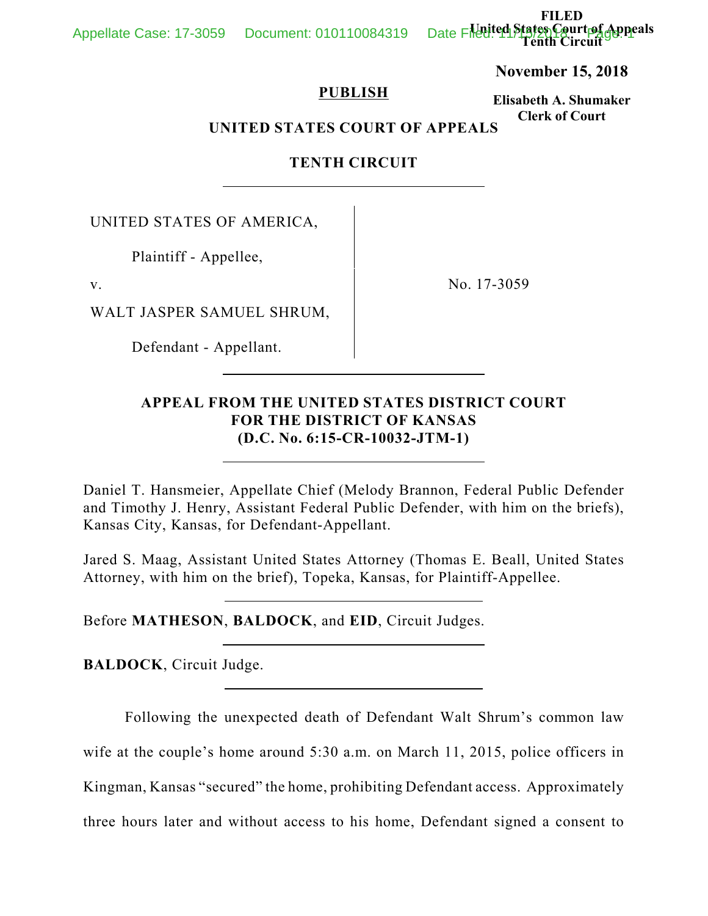FILED
United States Court of Appeals
Tenth Circuit

**November 15, 2018**

**Elisabeth A. Shumaker**
**Clerk of Court**

**PUBLISH**

**UNITED STATES COURT OF APPEALS**

**TENTH CIRCUIT**

UNITED STATES OF AMERICA,

Plaintiff - Appellee,

v.

WALT JASPER SAMUEL SHRUM,

Defendant - Appellant.

No. 17-3059

**APPEAL FROM THE UNITED STATES DISTRICT COURT FOR THE DISTRICT OF KANSAS (D.C. No. 6:15-CR-10032-JTM-1)**

Daniel T. Hansmeier, Appellate Chief (Melody Brannon, Federal Public Defender and Timothy J. Henry, Assistant Federal Public Defender, with him on the briefs), Kansas City, Kansas, for Defendant-Appellant.

Jared S. Maag, Assistant United States Attorney (Thomas E. Beall, United States Attorney, with him on the brief), Topeka, Kansas, for Plaintiff-Appellee.

Before **MATHESON**, **BALDOCK**, and **EID**, Circuit Judges.

**BALDOCK**, Circuit Judge.

Following the unexpected death of Defendant Walt Shrum's common law wife at the couple's home around 5:30 a.m. on March 11, 2015, police officers in Kingman, Kansas "secured" the home, prohibiting Defendant access. Approximately three hours later and without access to his home, Defendant signed a consent to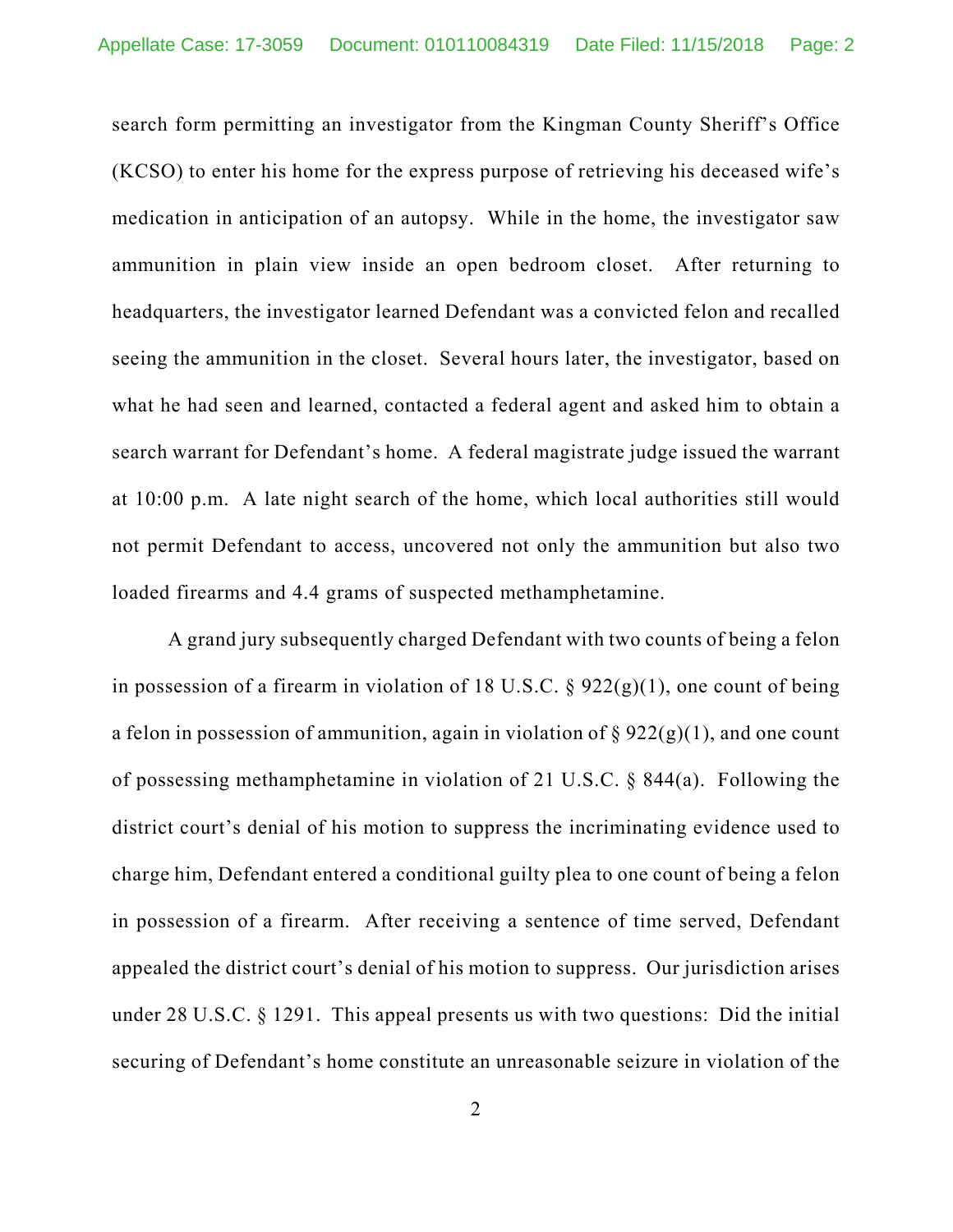search form permitting an investigator from the Kingman County Sheriff's Office (KCSO) to enter his home for the express purpose of retrieving his deceased wife's medication in anticipation of an autopsy. While in the home, the investigator saw ammunition in plain view inside an open bedroom closet. After returning to headquarters, the investigator learned Defendant was a convicted felon and recalled seeing the ammunition in the closet. Several hours later, the investigator, based on what he had seen and learned, contacted a federal agent and asked him to obtain a search warrant for Defendant's home. A federal magistrate judge issued the warrant at 10:00 p.m. A late night search of the home, which local authorities still would not permit Defendant to access, uncovered not only the ammunition but also two loaded firearms and 4.4 grams of suspected methamphetamine.

A grand jury subsequently charged Defendant with two counts of being a felon in possession of a firearm in violation of 18 U.S.C. § 922(g)(1), one count of being a felon in possession of ammunition, again in violation of § 922(g)(1), and one count of possessing methamphetamine in violation of 21 U.S.C. § 844(a). Following the district court's denial of his motion to suppress the incriminating evidence used to charge him, Defendant entered a conditional guilty plea to one count of being a felon in possession of a firearm. After receiving a sentence of time served, Defendant appealed the district court's denial of his motion to suppress. Our jurisdiction arises under 28 U.S.C. § 1291. This appeal presents us with two questions: Did the initial securing of Defendant's home constitute an unreasonable seizure in violation of the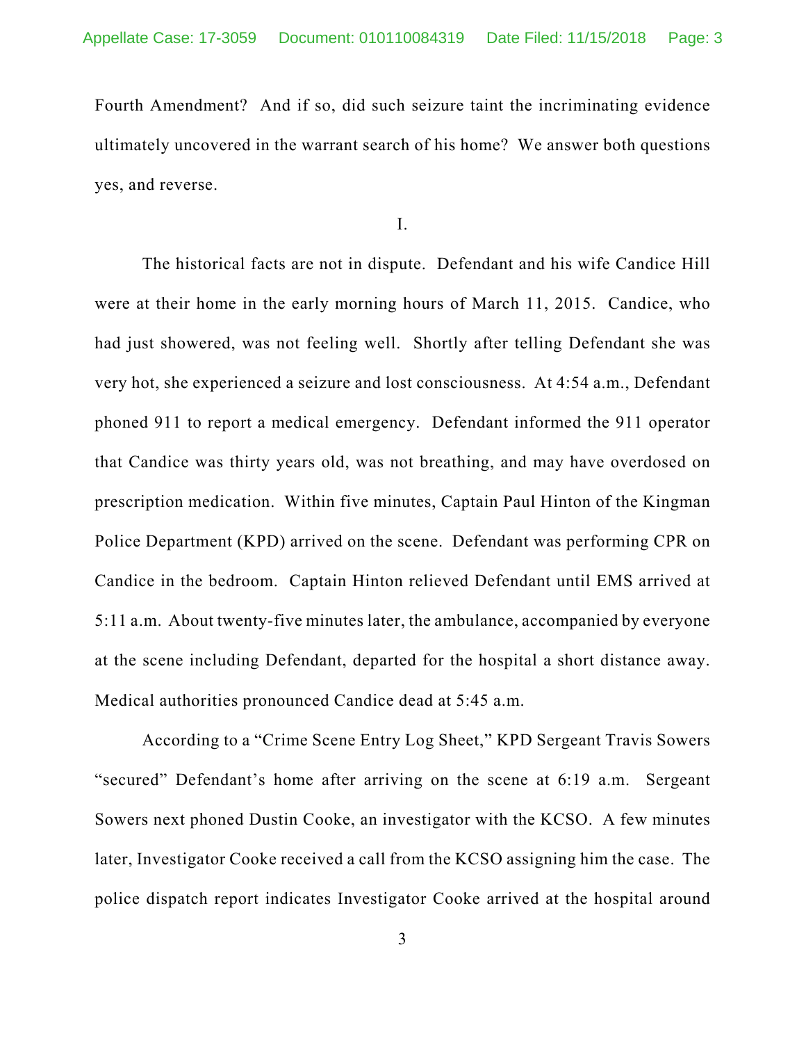Fourth Amendment? And if so, did such seizure taint the incriminating evidence ultimately uncovered in the warrant search of his home? We answer both questions yes, and reverse.

I.

The historical facts are not in dispute. Defendant and his wife Candice Hill were at their home in the early morning hours of March 11, 2015. Candice, who had just showered, was not feeling well. Shortly after telling Defendant she was very hot, she experienced a seizure and lost consciousness. At 4:54 a.m., Defendant phoned 911 to report a medical emergency. Defendant informed the 911 operator that Candice was thirty years old, was not breathing, and may have overdosed on prescription medication. Within five minutes, Captain Paul Hinton of the Kingman Police Department (KPD) arrived on the scene. Defendant was performing CPR on Candice in the bedroom. Captain Hinton relieved Defendant until EMS arrived at 5:11 a.m. About twenty-five minutes later, the ambulance, accompanied by everyone at the scene including Defendant, departed for the hospital a short distance away. Medical authorities pronounced Candice dead at 5:45 a.m.

According to a "Crime Scene Entry Log Sheet," KPD Sergeant Travis Sowers "secured" Defendant's home after arriving on the scene at 6:19 a.m. Sergeant Sowers next phoned Dustin Cooke, an investigator with the KCSO. A few minutes later, Investigator Cooke received a call from the KCSO assigning him the case. The police dispatch report indicates Investigator Cooke arrived at the hospital around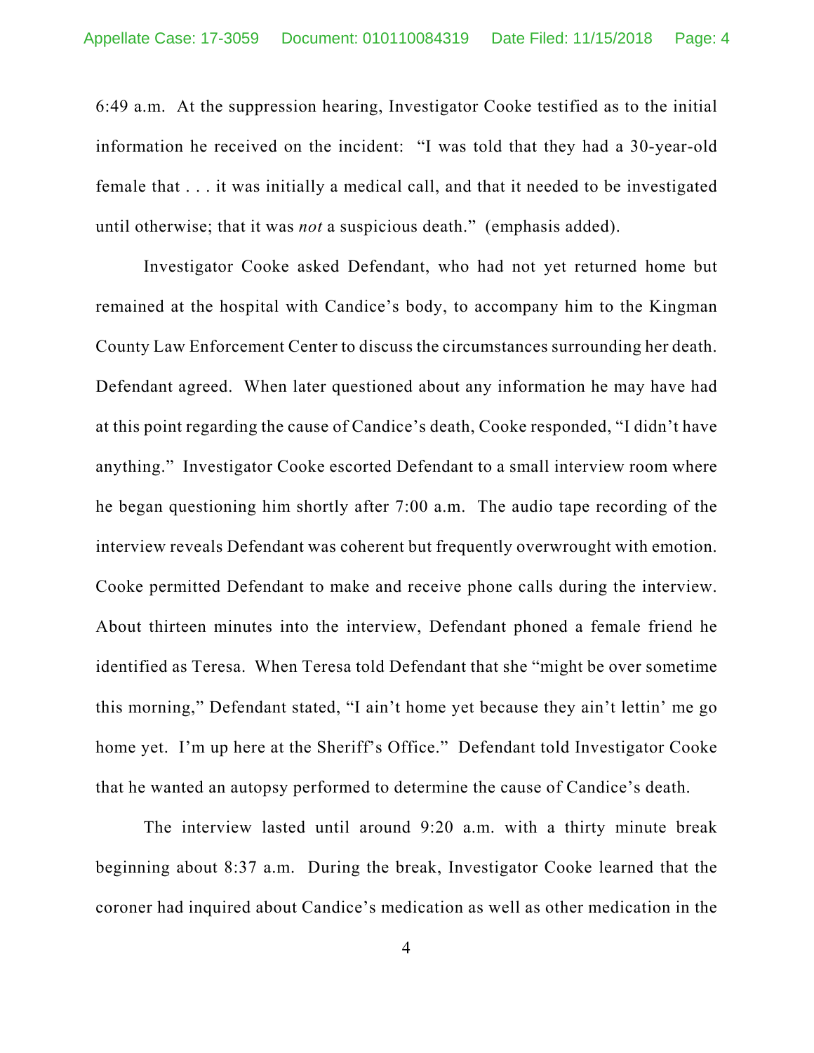6:49 a.m. At the suppression hearing, Investigator Cooke testified as to the initial information he received on the incident: "I was told that they had a 30-year-old female that . . . it was initially a medical call, and that it needed to be investigated until otherwise; that it was *not* a suspicious death." (emphasis added).

Investigator Cooke asked Defendant, who had not yet returned home but remained at the hospital with Candice's body, to accompany him to the Kingman County Law Enforcement Center to discuss the circumstances surrounding her death. Defendant agreed. When later questioned about any information he may have had at this point regarding the cause of Candice's death, Cooke responded, "I didn't have anything." Investigator Cooke escorted Defendant to a small interview room where he began questioning him shortly after 7:00 a.m. The audio tape recording of the interview reveals Defendant was coherent but frequently overwrought with emotion. Cooke permitted Defendant to make and receive phone calls during the interview. About thirteen minutes into the interview, Defendant phoned a female friend he identified as Teresa. When Teresa told Defendant that she "might be over sometime this morning," Defendant stated, "I ain't home yet because they ain't lettin' me go home yet. I'm up here at the Sheriff's Office." Defendant told Investigator Cooke that he wanted an autopsy performed to determine the cause of Candice's death.

The interview lasted until around 9:20 a.m. with a thirty minute break beginning about 8:37 a.m. During the break, Investigator Cooke learned that the coroner had inquired about Candice's medication as well as other medication in the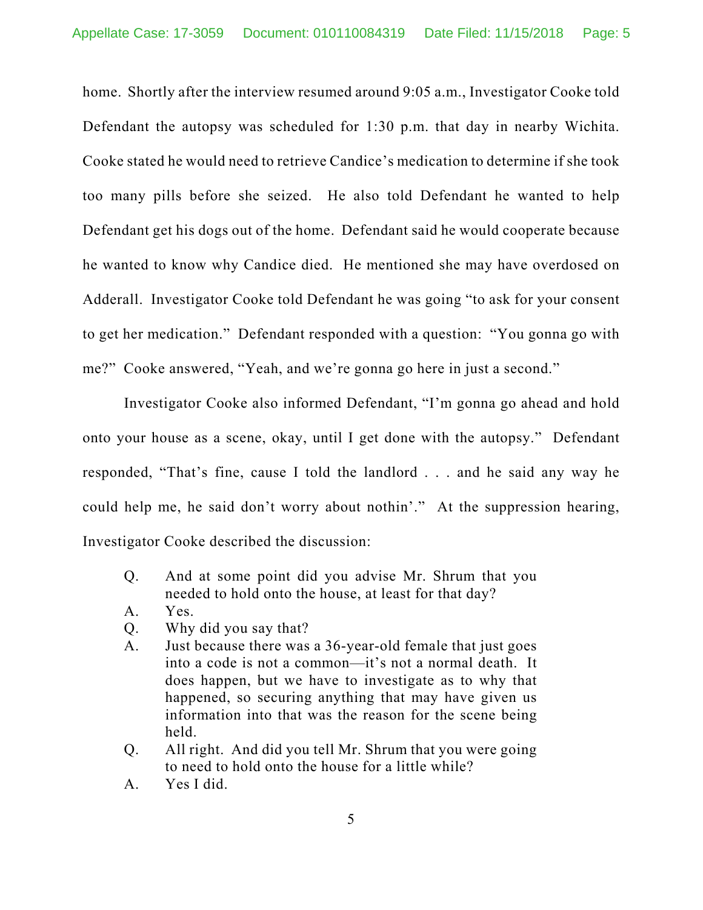home. Shortly after the interview resumed around 9:05 a.m., Investigator Cooke told Defendant the autopsy was scheduled for 1:30 p.m. that day in nearby Wichita. Cooke stated he would need to retrieve Candice's medication to determine if she took too many pills before she seized. He also told Defendant he wanted to help Defendant get his dogs out of the home. Defendant said he would cooperate because he wanted to know why Candice died. He mentioned she may have overdosed on Adderall. Investigator Cooke told Defendant he was going "to ask for your consent to get her medication." Defendant responded with a question: "You gonna go with me?" Cooke answered, "Yeah, and we're gonna go here in just a second."

Investigator Cooke also informed Defendant, "I'm gonna go ahead and hold onto your house as a scene, okay, until I get done with the autopsy." Defendant responded, "That's fine, cause I told the landlord . . . and he said any way he could help me, he said don't worry about nothin'." At the suppression hearing, Investigator Cooke described the discussion:

> Q. And at some point did you advise Mr. Shrum that you needed to hold onto the house, at least for that day?
>
> A. Yes.
>
> Q. Why did you say that?
>
> A. Just because there was a 36-year-old female that just goes into a code is not a common—it's not a normal death. It does happen, but we have to investigate as to why that happened, so securing anything that may have given us information into that was the reason for the scene being held.
>
> Q. All right. And did you tell Mr. Shrum that you were going to need to hold onto the house for a little while?
>
> A. Yes I did.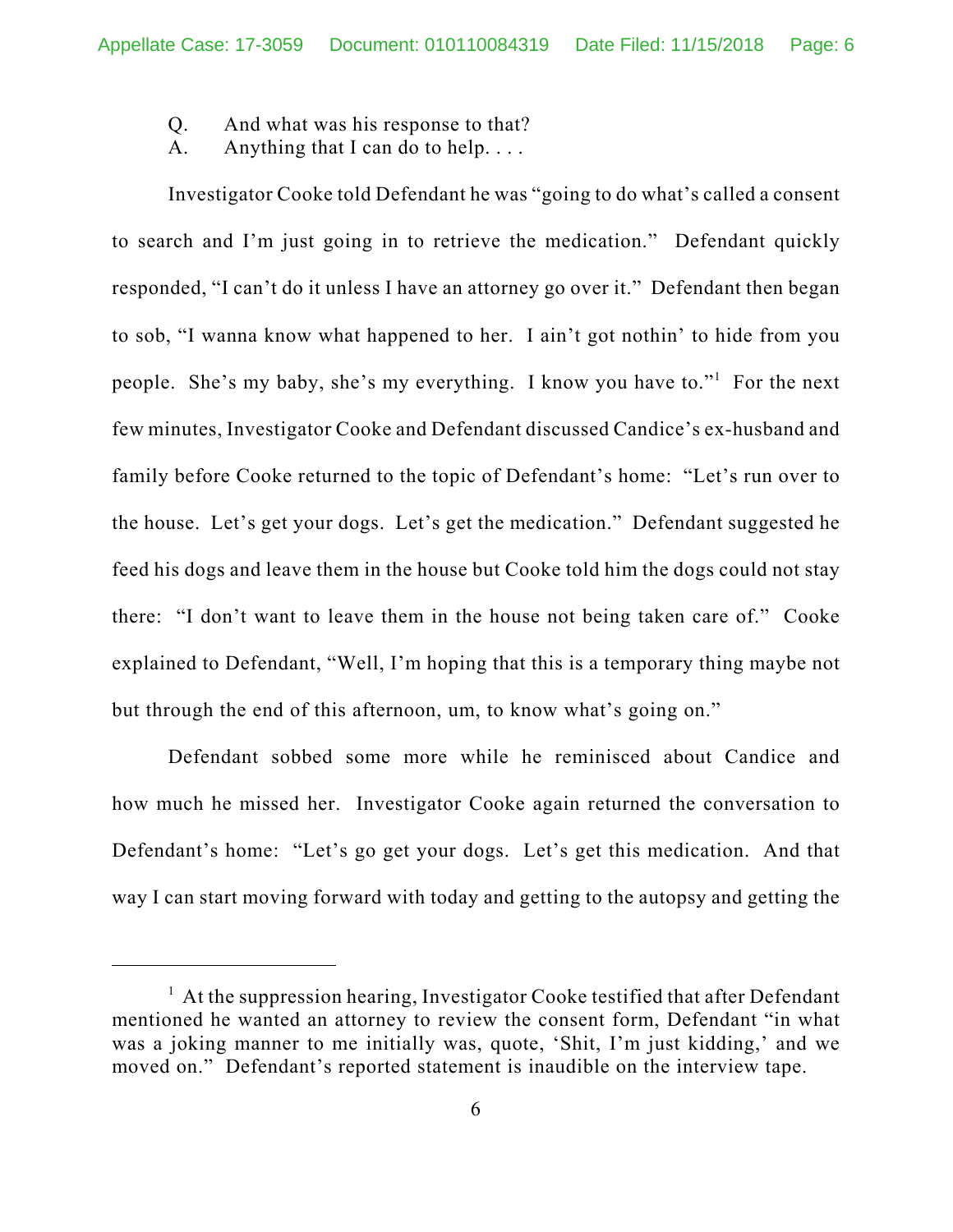Q. And what was his response to that?
A. Anything that I can do to help. . . .

Investigator Cooke told Defendant he was "going to do what's called a consent to search and I'm just going in to retrieve the medication." Defendant quickly responded, "I can't do it unless I have an attorney go over it." Defendant then began to sob, "I wanna know what happened to her. I ain't got nothin' to hide from you people. She's my baby, she's my everything. I know you have to."[1] For the next few minutes, Investigator Cooke and Defendant discussed Candice's ex-husband and family before Cooke returned to the topic of Defendant's home: "Let's run over to the house. Let's get your dogs. Let's get the medication." Defendant suggested he feed his dogs and leave them in the house but Cooke told him the dogs could not stay there: "I don't want to leave them in the house not being taken care of." Cooke explained to Defendant, "Well, I'm hoping that this is a temporary thing maybe not but through the end of this afternoon, um, to know what's going on."

Defendant sobbed some more while he reminisced about Candice and how much he missed her. Investigator Cooke again returned the conversation to Defendant's home: "Let's go get your dogs. Let's get this medication. And that way I can start moving forward with today and getting to the autopsy and getting the

---

[1] At the suppression hearing, Investigator Cooke testified that after Defendant mentioned he wanted an attorney to review the consent form, Defendant "in what was a joking manner to me initially was, quote, 'Shit, I'm just kidding,' and we moved on." Defendant's reported statement is inaudible on the interview tape.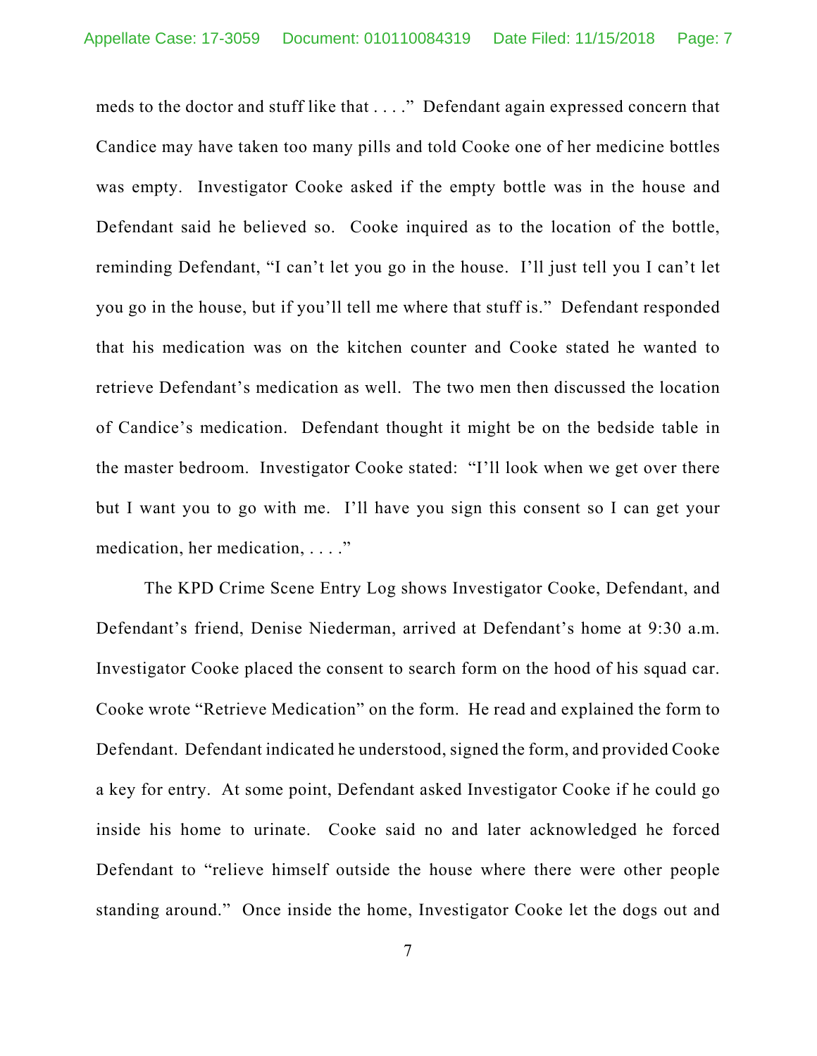meds to the doctor and stuff like that . . . ." Defendant again expressed concern that Candice may have taken too many pills and told Cooke one of her medicine bottles was empty. Investigator Cooke asked if the empty bottle was in the house and Defendant said he believed so. Cooke inquired as to the location of the bottle, reminding Defendant, "I can't let you go in the house. I'll just tell you I can't let you go in the house, but if you'll tell me where that stuff is." Defendant responded that his medication was on the kitchen counter and Cooke stated he wanted to retrieve Defendant's medication as well. The two men then discussed the location of Candice's medication. Defendant thought it might be on the bedside table in the master bedroom. Investigator Cooke stated: "I'll look when we get over there but I want you to go with me. I'll have you sign this consent so I can get your medication, her medication, . . . ."

The KPD Crime Scene Entry Log shows Investigator Cooke, Defendant, and Defendant's friend, Denise Niederman, arrived at Defendant's home at 9:30 a.m. Investigator Cooke placed the consent to search form on the hood of his squad car. Cooke wrote "Retrieve Medication" on the form. He read and explained the form to Defendant. Defendant indicated he understood, signed the form, and provided Cooke a key for entry. At some point, Defendant asked Investigator Cooke if he could go inside his home to urinate. Cooke said no and later acknowledged he forced Defendant to "relieve himself outside the house where there were other people standing around." Once inside the home, Investigator Cooke let the dogs out and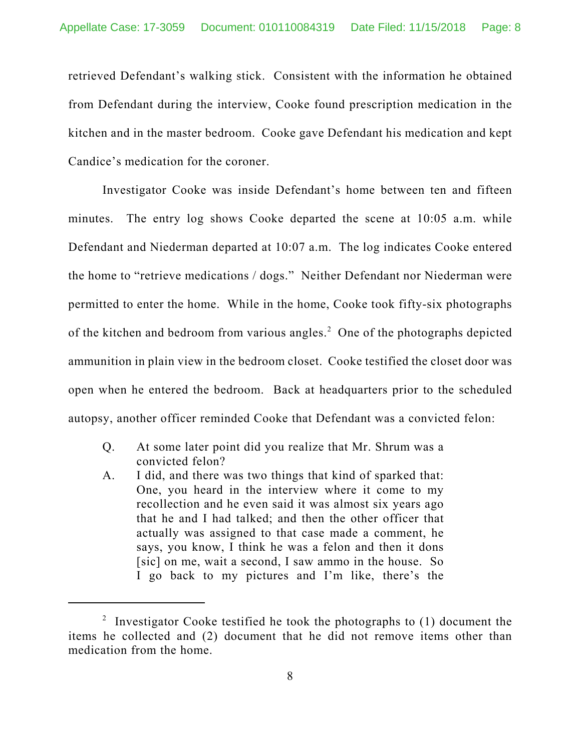retrieved Defendant's walking stick. Consistent with the information he obtained from Defendant during the interview, Cooke found prescription medication in the kitchen and in the master bedroom. Cooke gave Defendant his medication and kept Candice's medication for the coroner.

Investigator Cooke was inside Defendant's home between ten and fifteen minutes. The entry log shows Cooke departed the scene at 10:05 a.m. while Defendant and Niederman departed at 10:07 a.m. The log indicates Cooke entered the home to "retrieve medications / dogs." Neither Defendant nor Niederman were permitted to enter the home. While in the home, Cooke took fifty-six photographs of the kitchen and bedroom from various angles.[2] One of the photographs depicted ammunition in plain view in the bedroom closet. Cooke testified the closet door was open when he entered the bedroom. Back at headquarters prior to the scheduled autopsy, another officer reminded Cooke that Defendant was a convicted felon:

> Q. At some later point did you realize that Mr. Shrum was a convicted felon?
>
> A. I did, and there was two things that kind of sparked that: One, you heard in the interview where it come to my recollection and he even said it was almost six years ago that he and I had talked; and then the other officer that actually was assigned to that case made a comment, he says, you know, I think he was a felon and then it dons [sic] on me, wait a second, I saw ammo in the house. So I go back to my pictures and I'm like, there's the

---

[2] Investigator Cooke testified he took the photographs to (1) document the items he collected and (2) document that he did not remove items other than medication from the home.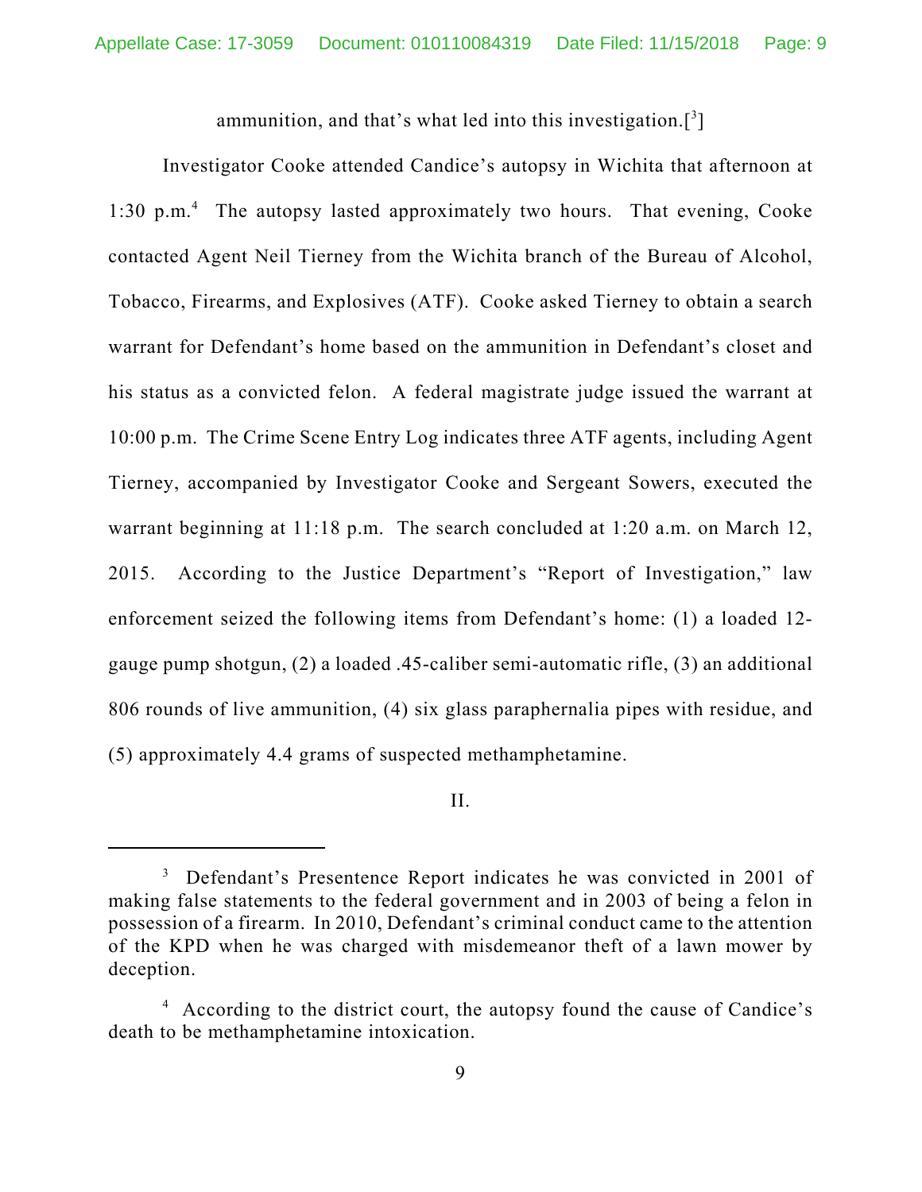ammunition, and that's what led into this investigation.[3]

Investigator Cooke attended Candice's autopsy in Wichita that afternoon at 1:30 p.m.[4] The autopsy lasted approximately two hours. That evening, Cooke contacted Agent Neil Tierney from the Wichita branch of the Bureau of Alcohol, Tobacco, Firearms, and Explosives (ATF). Cooke asked Tierney to obtain a search warrant for Defendant's home based on the ammunition in Defendant's closet and his status as a convicted felon. A federal magistrate judge issued the warrant at 10:00 p.m. The Crime Scene Entry Log indicates three ATF agents, including Agent Tierney, accompanied by Investigator Cooke and Sergeant Sowers, executed the warrant beginning at 11:18 p.m. The search concluded at 1:20 a.m. on March 12, 2015. According to the Justice Department's "Report of Investigation," law enforcement seized the following items from Defendant's home: (1) a loaded 12-gauge pump shotgun, (2) a loaded .45-caliber semi-automatic rifle, (3) an additional 806 rounds of live ammunition, (4) six glass paraphernalia pipes with residue, and (5) approximately 4.4 grams of suspected methamphetamine.

II.

---

[3] Defendant's Presentence Report indicates he was convicted in 2001 of making false statements to the federal government and in 2003 of being a felon in possession of a firearm. In 2010, Defendant's criminal conduct came to the attention of the KPD when he was charged with misdemeanor theft of a lawn mower by deception.

[4] According to the district court, the autopsy found the cause of Candice's death to be methamphetamine intoxication.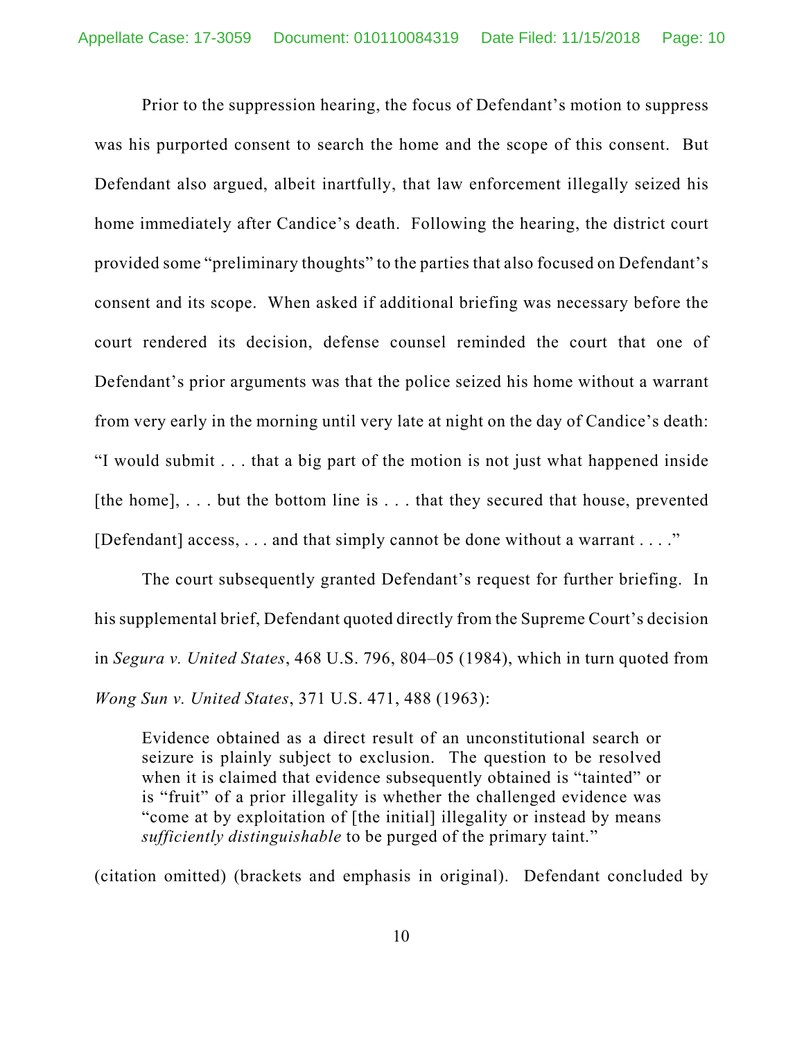Prior to the suppression hearing, the focus of Defendant's motion to suppress was his purported consent to search the home and the scope of this consent. But Defendant also argued, albeit inartfully, that law enforcement illegally seized his home immediately after Candice's death. Following the hearing, the district court provided some "preliminary thoughts" to the parties that also focused on Defendant's consent and its scope. When asked if additional briefing was necessary before the court rendered its decision, defense counsel reminded the court that one of Defendant's prior arguments was that the police seized his home without a warrant from very early in the morning until very late at night on the day of Candice's death: "I would submit . . . that a big part of the motion is not just what happened inside [the home], . . . but the bottom line is . . . that they secured that house, prevented [Defendant] access, . . . and that simply cannot be done without a warrant . . . ."

The court subsequently granted Defendant's request for further briefing. In his supplemental brief, Defendant quoted directly from the Supreme Court's decision in *Segura v. United States*, 468 U.S. 796, 804–05 (1984), which in turn quoted from *Wong Sun v. United States*, 371 U.S. 471, 488 (1963):

> Evidence obtained as a direct result of an unconstitutional search or seizure is plainly subject to exclusion. The question to be resolved when it is claimed that evidence subsequently obtained is "tainted" or is "fruit" of a prior illegality is whether the challenged evidence was "come at by exploitation of [the initial] illegality or instead by means *sufficiently distinguishable* to be purged of the primary taint."

(citation omitted) (brackets and emphasis in original). Defendant concluded by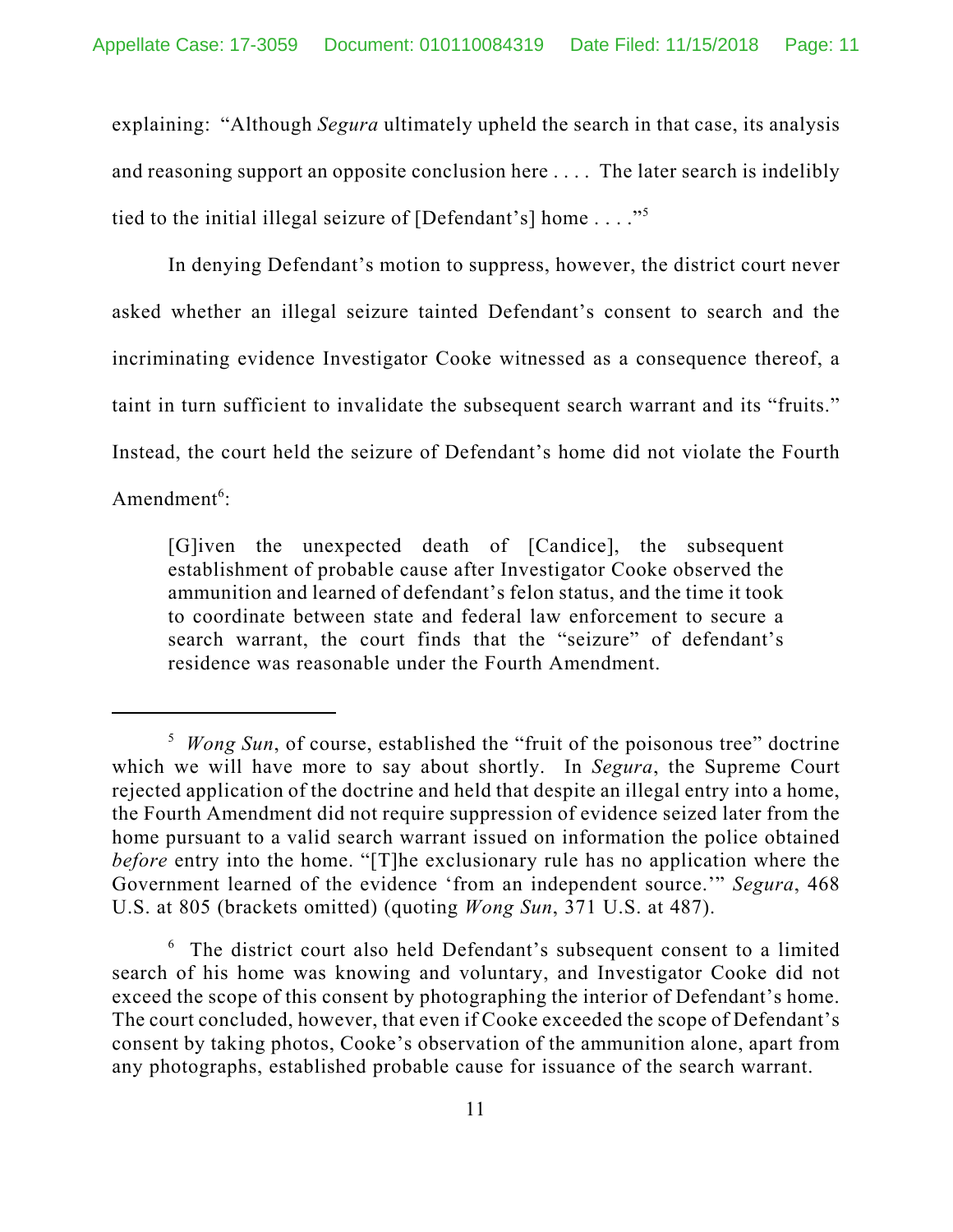explaining: "Although *Segura* ultimately upheld the search in that case, its analysis and reasoning support an opposite conclusion here . . . . The later search is indelibly tied to the initial illegal seizure of [Defendant's] home . . . ."[5]

In denying Defendant's motion to suppress, however, the district court never asked whether an illegal seizure tainted Defendant's consent to search and the incriminating evidence Investigator Cooke witnessed as a consequence thereof, a taint in turn sufficient to invalidate the subsequent search warrant and its "fruits." Instead, the court held the seizure of Defendant's home did not violate the Fourth Amendment[6]:

> [G]iven the unexpected death of [Candice], the subsequent establishment of probable cause after Investigator Cooke observed the ammunition and learned of defendant's felon status, and the time it took to coordinate between state and federal law enforcement to secure a search warrant, the court finds that the "seizure" of defendant's residence was reasonable under the Fourth Amendment.

---

[5] *Wong Sun*, of course, established the "fruit of the poisonous tree" doctrine which we will have more to say about shortly. In *Segura*, the Supreme Court rejected application of the doctrine and held that despite an illegal entry into a home, the Fourth Amendment did not require suppression of evidence seized later from the home pursuant to a valid search warrant issued on information the police obtained *before* entry into the home. "[T]he exclusionary rule has no application where the Government learned of the evidence 'from an independent source.'" *Segura*, 468 U.S. at 805 (brackets omitted) (quoting *Wong Sun*, 371 U.S. at 487).

[6] The district court also held Defendant's subsequent consent to a limited search of his home was knowing and voluntary, and Investigator Cooke did not exceed the scope of this consent by photographing the interior of Defendant's home. The court concluded, however, that even if Cooke exceeded the scope of Defendant's consent by taking photos, Cooke's observation of the ammunition alone, apart from any photographs, established probable cause for issuance of the search warrant.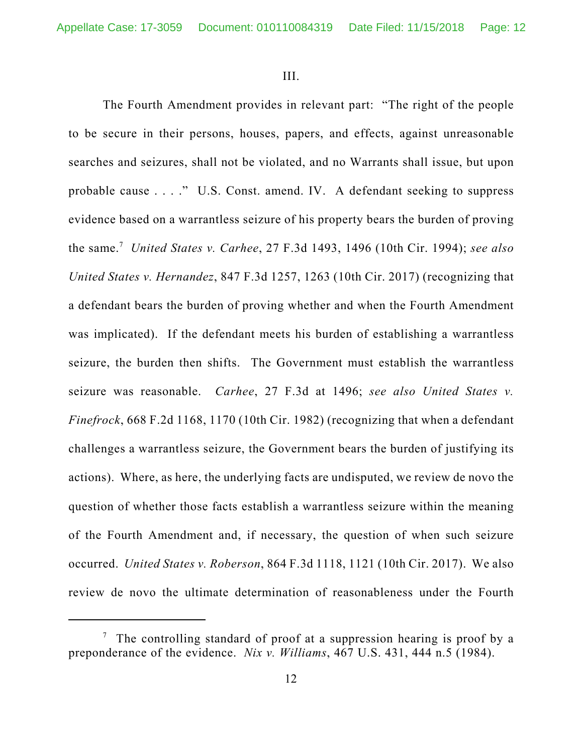III.

The Fourth Amendment provides in relevant part: "The right of the people to be secure in their persons, houses, papers, and effects, against unreasonable searches and seizures, shall not be violated, and no Warrants shall issue, but upon probable cause . . . ." U.S. Const. amend. IV. A defendant seeking to suppress evidence based on a warrantless seizure of his property bears the burden of proving the same.[7] *United States v. Carhee*, 27 F.3d 1493, 1496 (10th Cir. 1994); *see also United States v. Hernandez*, 847 F.3d 1257, 1263 (10th Cir. 2017) (recognizing that a defendant bears the burden of proving whether and when the Fourth Amendment was implicated). If the defendant meets his burden of establishing a warrantless seizure, the burden then shifts. The Government must establish the warrantless seizure was reasonable. *Carhee*, 27 F.3d at 1496; *see also United States v. Finefrock*, 668 F.2d 1168, 1170 (10th Cir. 1982) (recognizing that when a defendant challenges a warrantless seizure, the Government bears the burden of justifying its actions). Where, as here, the underlying facts are undisputed, we review de novo the question of whether those facts establish a warrantless seizure within the meaning of the Fourth Amendment and, if necessary, the question of when such seizure occurred. *United States v. Roberson*, 864 F.3d 1118, 1121 (10th Cir. 2017). We also review de novo the ultimate determination of reasonableness under the Fourth

---

[7] The controlling standard of proof at a suppression hearing is proof by a preponderance of the evidence. *Nix v. Williams*, 467 U.S. 431, 444 n.5 (1984).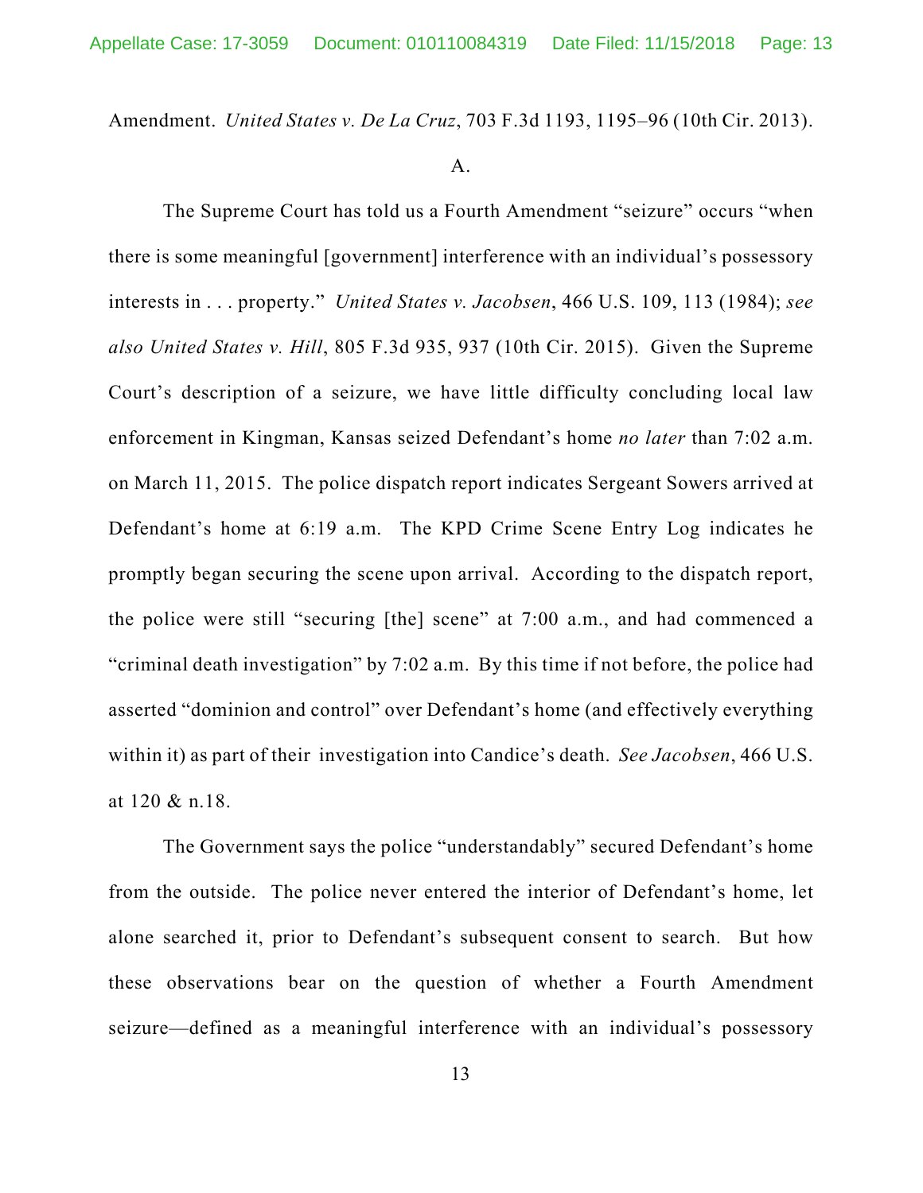Amendment. *United States v. De La Cruz*, 703 F.3d 1193, 1195–96 (10th Cir. 2013).

A.

The Supreme Court has told us a Fourth Amendment "seizure" occurs "when there is some meaningful [government] interference with an individual's possessory interests in . . . property." *United States v. Jacobsen*, 466 U.S. 109, 113 (1984); *see also United States v. Hill*, 805 F.3d 935, 937 (10th Cir. 2015). Given the Supreme Court's description of a seizure, we have little difficulty concluding local law enforcement in Kingman, Kansas seized Defendant's home *no later* than 7:02 a.m. on March 11, 2015. The police dispatch report indicates Sergeant Sowers arrived at Defendant's home at 6:19 a.m. The KPD Crime Scene Entry Log indicates he promptly began securing the scene upon arrival. According to the dispatch report, the police were still "securing [the] scene" at 7:00 a.m., and had commenced a "criminal death investigation" by 7:02 a.m. By this time if not before, the police had asserted "dominion and control" over Defendant's home (and effectively everything within it) as part of their investigation into Candice's death. *See Jacobsen*, 466 U.S. at 120 & n.18.

The Government says the police "understandably" secured Defendant's home from the outside. The police never entered the interior of Defendant's home, let alone searched it, prior to Defendant's subsequent consent to search. But how these observations bear on the question of whether a Fourth Amendment seizure—defined as a meaningful interference with an individual's possessory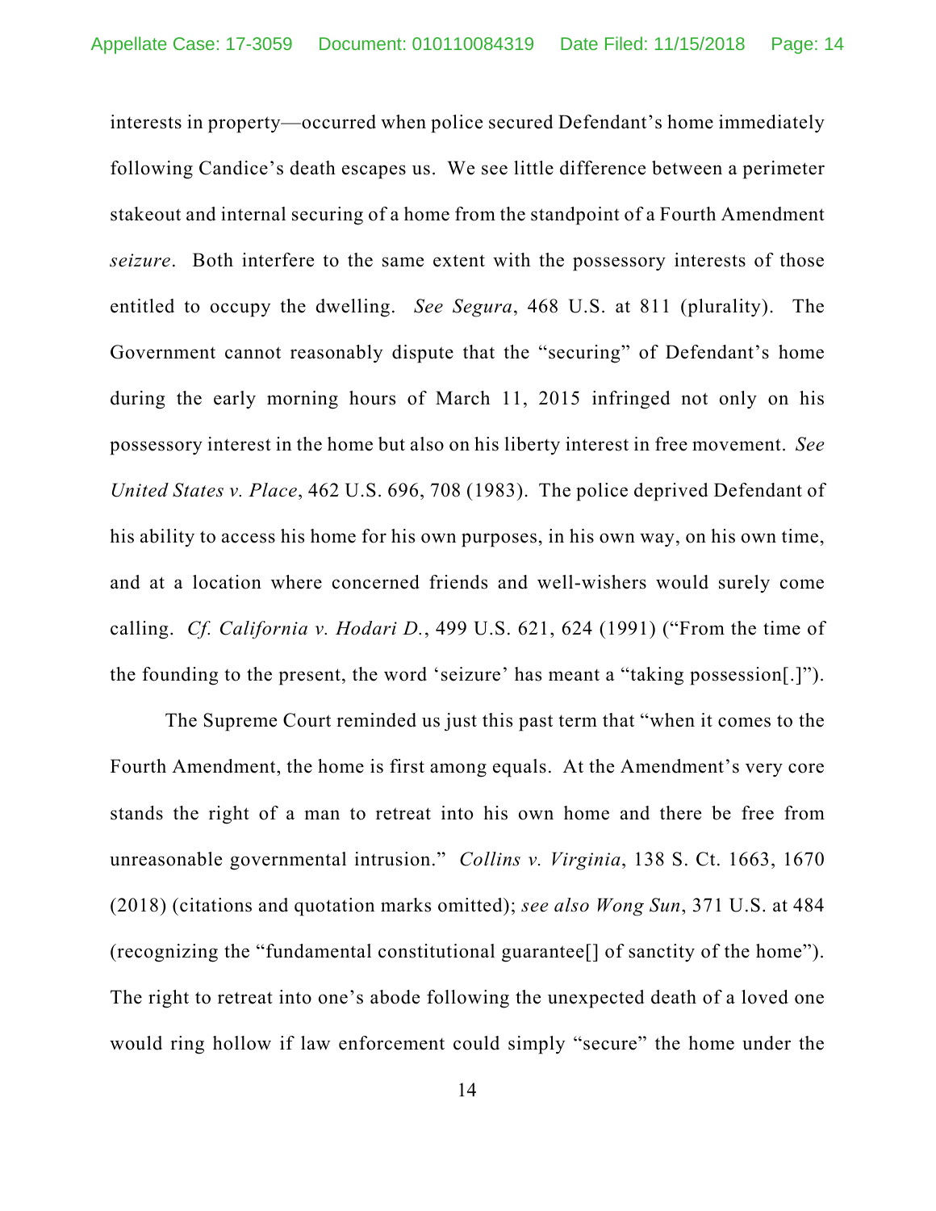interests in property—occurred when police secured Defendant's home immediately following Candice's death escapes us. We see little difference between a perimeter stakeout and internal securing of a home from the standpoint of a Fourth Amendment *seizure*. Both interfere to the same extent with the possessory interests of those entitled to occupy the dwelling. *See Segura*, 468 U.S. at 811 (plurality). The Government cannot reasonably dispute that the "securing" of Defendant's home during the early morning hours of March 11, 2015 infringed not only on his possessory interest in the home but also on his liberty interest in free movement. *See United States v. Place*, 462 U.S. 696, 708 (1983). The police deprived Defendant of his ability to access his home for his own purposes, in his own way, on his own time, and at a location where concerned friends and well-wishers would surely come calling. *Cf. California v. Hodari D.*, 499 U.S. 621, 624 (1991) ("From the time of the founding to the present, the word 'seizure' has meant a "taking possession[.]").

The Supreme Court reminded us just this past term that "when it comes to the Fourth Amendment, the home is first among equals. At the Amendment's very core stands the right of a man to retreat into his own home and there be free from unreasonable governmental intrusion." *Collins v. Virginia*, 138 S. Ct. 1663, 1670 (2018) (citations and quotation marks omitted); *see also Wong Sun*, 371 U.S. at 484 (recognizing the "fundamental constitutional guarantee[] of sanctity of the home"). The right to retreat into one's abode following the unexpected death of a loved one would ring hollow if law enforcement could simply "secure" the home under the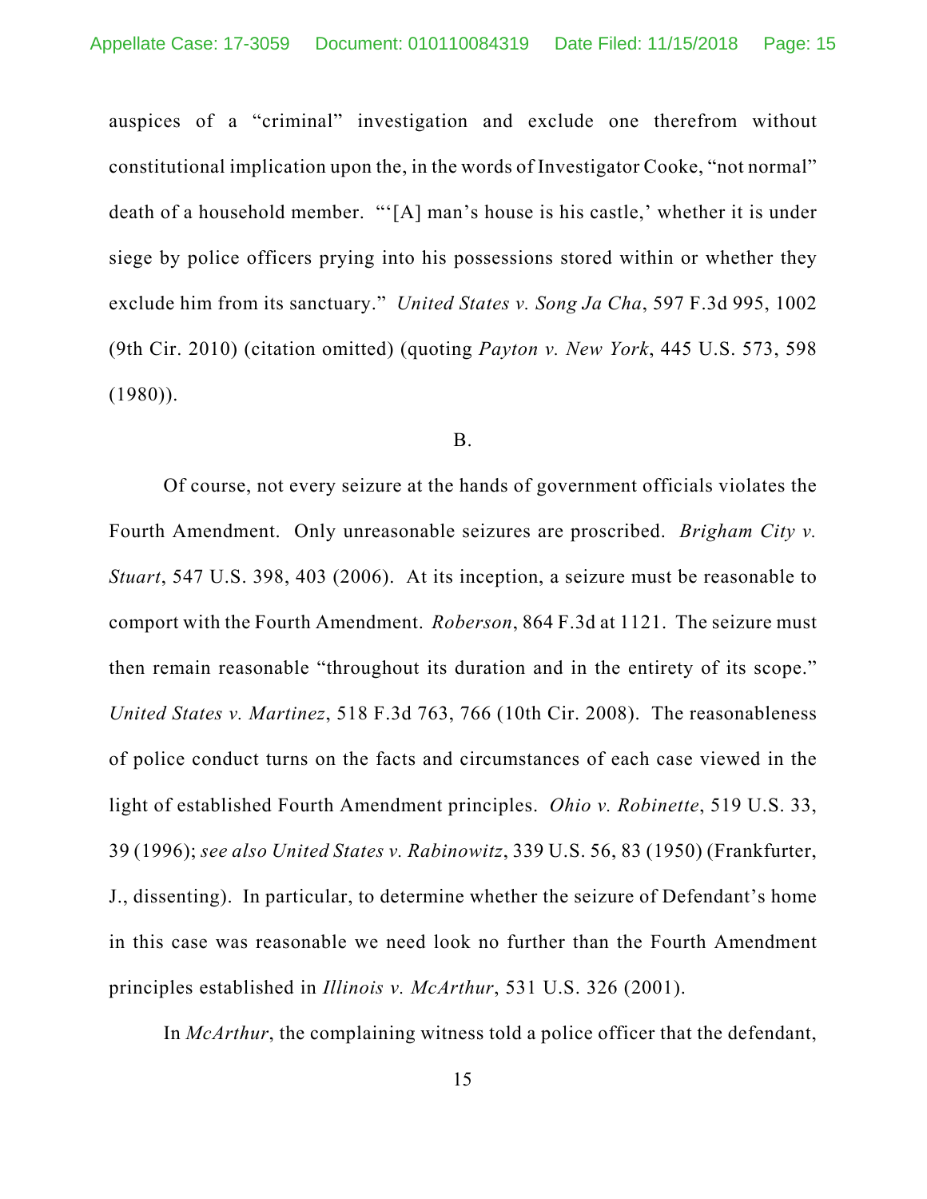auspices of a "criminal" investigation and exclude one therefrom without constitutional implication upon the, in the words of Investigator Cooke, "not normal" death of a household member. "'[A] man's house is his castle,' whether it is under siege by police officers prying into his possessions stored within or whether they exclude him from its sanctuary." *United States v. Song Ja Cha*, 597 F.3d 995, 1002 (9th Cir. 2010) (citation omitted) (quoting *Payton v. New York*, 445 U.S. 573, 598 (1980)).

B.

Of course, not every seizure at the hands of government officials violates the Fourth Amendment. Only unreasonable seizures are proscribed. *Brigham City v. Stuart*, 547 U.S. 398, 403 (2006). At its inception, a seizure must be reasonable to comport with the Fourth Amendment. *Roberson*, 864 F.3d at 1121. The seizure must then remain reasonable "throughout its duration and in the entirety of its scope." *United States v. Martinez*, 518 F.3d 763, 766 (10th Cir. 2008). The reasonableness of police conduct turns on the facts and circumstances of each case viewed in the light of established Fourth Amendment principles. *Ohio v. Robinette*, 519 U.S. 33, 39 (1996); *see also United States v. Rabinowitz*, 339 U.S. 56, 83 (1950) (Frankfurter, J., dissenting). In particular, to determine whether the seizure of Defendant's home in this case was reasonable we need look no further than the Fourth Amendment principles established in *Illinois v. McArthur*, 531 U.S. 326 (2001).

In *McArthur*, the complaining witness told a police officer that the defendant,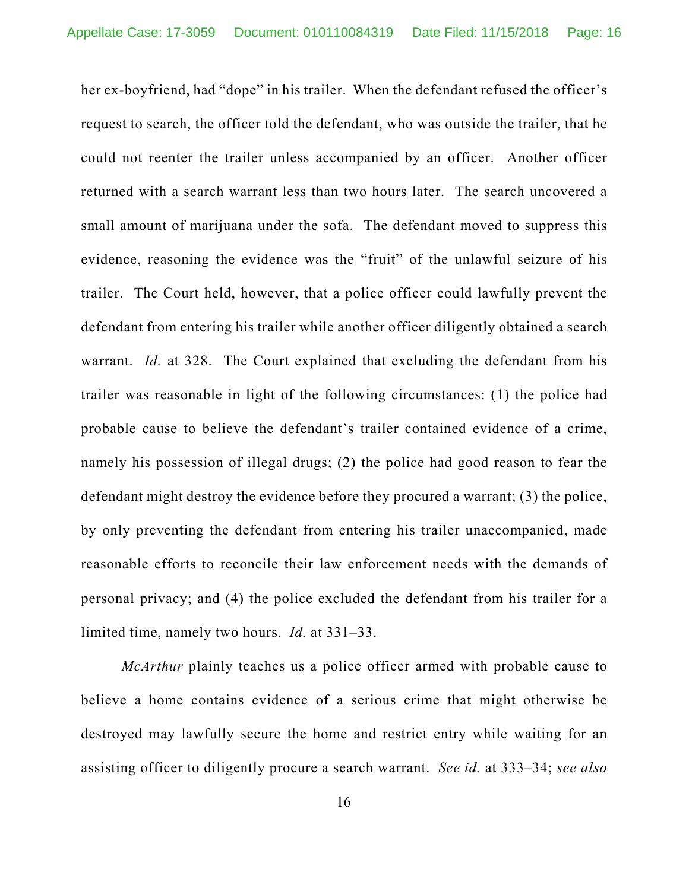her ex-boyfriend, had "dope" in his trailer. When the defendant refused the officer's request to search, the officer told the defendant, who was outside the trailer, that he could not reenter the trailer unless accompanied by an officer. Another officer returned with a search warrant less than two hours later. The search uncovered a small amount of marijuana under the sofa. The defendant moved to suppress this evidence, reasoning the evidence was the "fruit" of the unlawful seizure of his trailer. The Court held, however, that a police officer could lawfully prevent the defendant from entering his trailer while another officer diligently obtained a search warrant. *Id.* at 328. The Court explained that excluding the defendant from his trailer was reasonable in light of the following circumstances: (1) the police had probable cause to believe the defendant's trailer contained evidence of a crime, namely his possession of illegal drugs; (2) the police had good reason to fear the defendant might destroy the evidence before they procured a warrant; (3) the police, by only preventing the defendant from entering his trailer unaccompanied, made reasonable efforts to reconcile their law enforcement needs with the demands of personal privacy; and (4) the police excluded the defendant from his trailer for a limited time, namely two hours. *Id.* at 331–33.

*McArthur* plainly teaches us a police officer armed with probable cause to believe a home contains evidence of a serious crime that might otherwise be destroyed may lawfully secure the home and restrict entry while waiting for an assisting officer to diligently procure a search warrant. *See id.* at 333–34; *see also*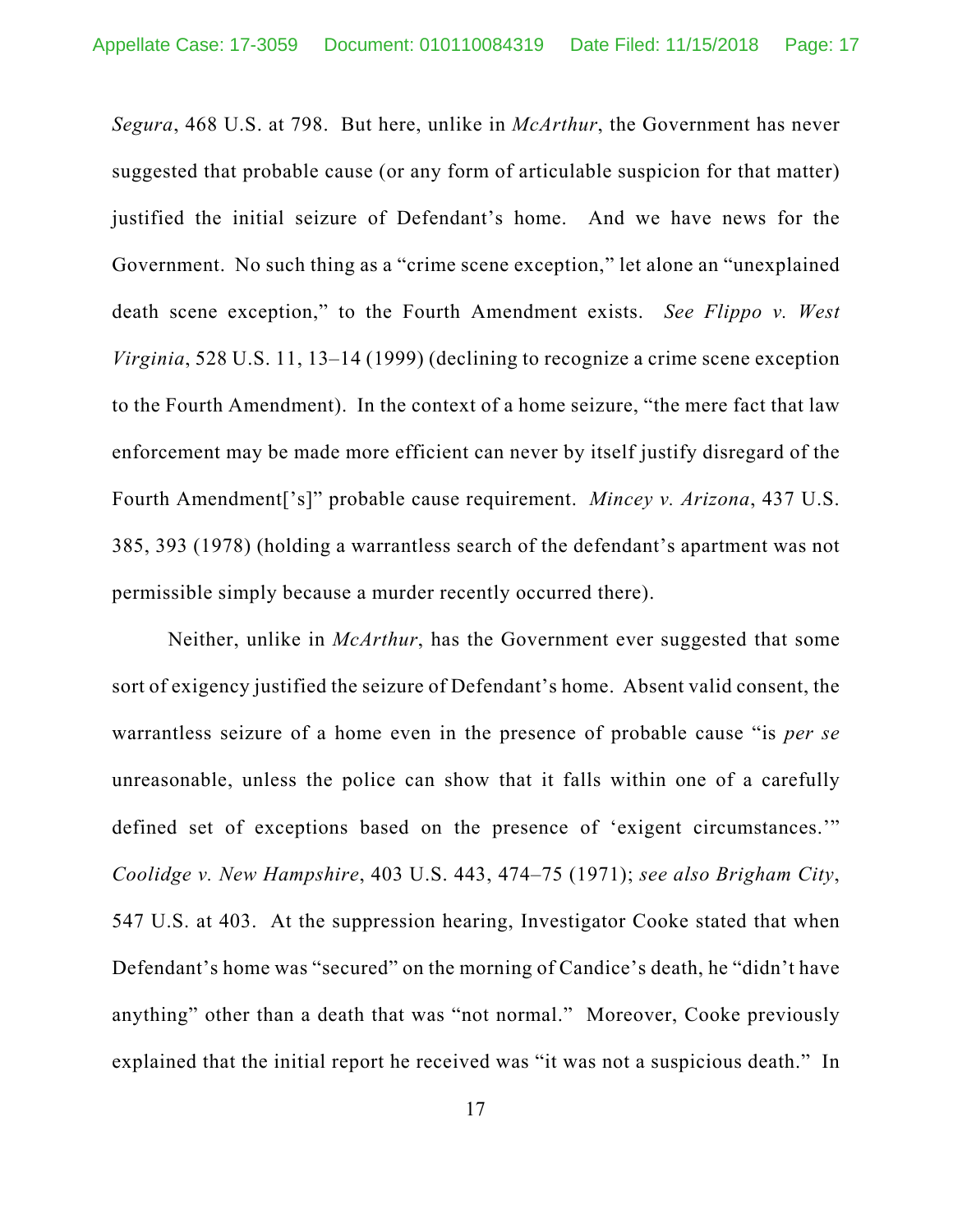*Segura*, 468 U.S. at 798. But here, unlike in *McArthur*, the Government has never suggested that probable cause (or any form of articulable suspicion for that matter) justified the initial seizure of Defendant's home. And we have news for the Government. No such thing as a "crime scene exception," let alone an "unexplained death scene exception," to the Fourth Amendment exists. *See Flippo v. West Virginia*, 528 U.S. 11, 13–14 (1999) (declining to recognize a crime scene exception to the Fourth Amendment). In the context of a home seizure, "the mere fact that law enforcement may be made more efficient can never by itself justify disregard of the Fourth Amendment['s]" probable cause requirement. *Mincey v. Arizona*, 437 U.S. 385, 393 (1978) (holding a warrantless search of the defendant's apartment was not permissible simply because a murder recently occurred there).

Neither, unlike in *McArthur*, has the Government ever suggested that some sort of exigency justified the seizure of Defendant's home. Absent valid consent, the warrantless seizure of a home even in the presence of probable cause "is *per se* unreasonable, unless the police can show that it falls within one of a carefully defined set of exceptions based on the presence of 'exigent circumstances.'" *Coolidge v. New Hampshire*, 403 U.S. 443, 474–75 (1971); *see also Brigham City*, 547 U.S. at 403. At the suppression hearing, Investigator Cooke stated that when Defendant's home was "secured" on the morning of Candice's death, he "didn't have anything" other than a death that was "not normal." Moreover, Cooke previously explained that the initial report he received was "it was not a suspicious death." In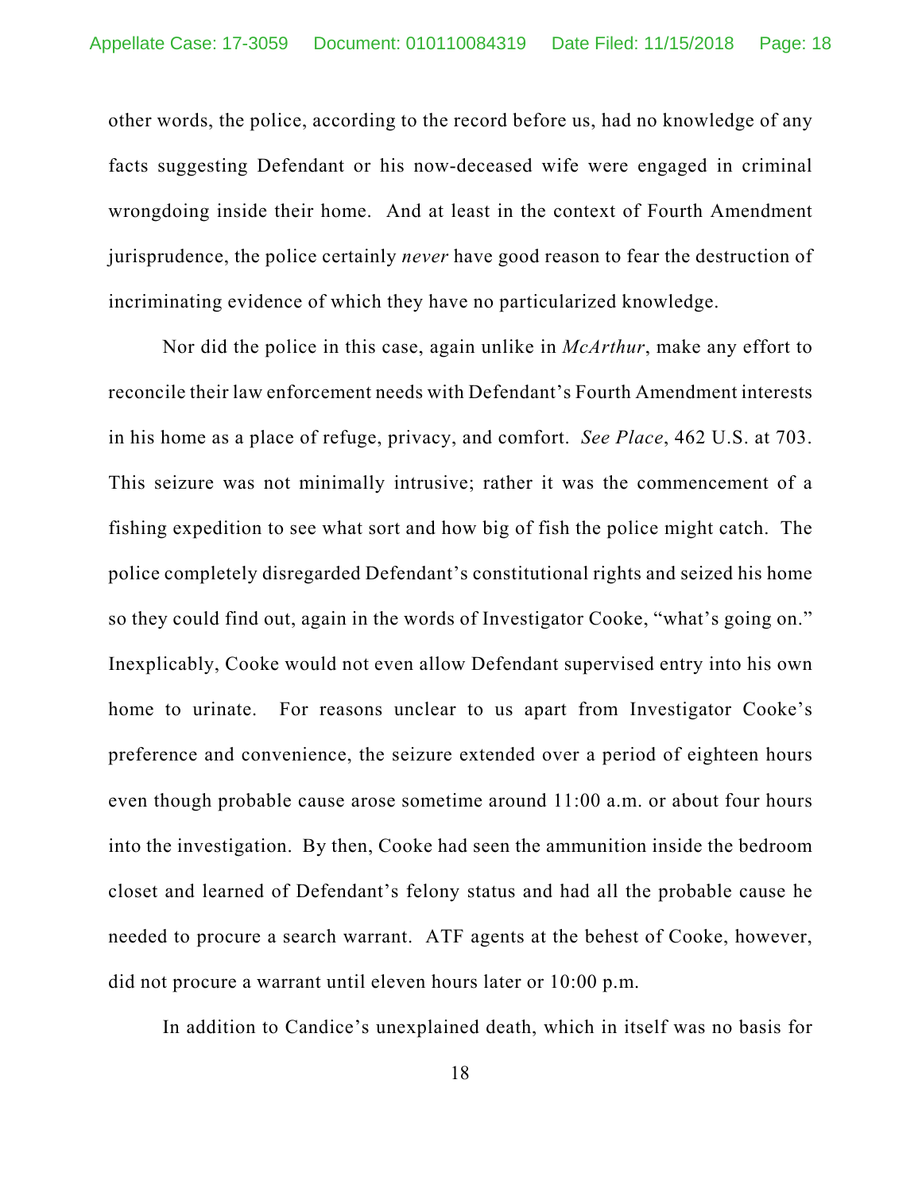other words, the police, according to the record before us, had no knowledge of any facts suggesting Defendant or his now-deceased wife were engaged in criminal wrongdoing inside their home. And at least in the context of Fourth Amendment jurisprudence, the police certainly *never* have good reason to fear the destruction of incriminating evidence of which they have no particularized knowledge.

Nor did the police in this case, again unlike in *McArthur*, make any effort to reconcile their law enforcement needs with Defendant's Fourth Amendment interests in his home as a place of refuge, privacy, and comfort. *See Place*, 462 U.S. at 703. This seizure was not minimally intrusive; rather it was the commencement of a fishing expedition to see what sort and how big of fish the police might catch. The police completely disregarded Defendant's constitutional rights and seized his home so they could find out, again in the words of Investigator Cooke, "what's going on." Inexplicably, Cooke would not even allow Defendant supervised entry into his own home to urinate. For reasons unclear to us apart from Investigator Cooke's preference and convenience, the seizure extended over a period of eighteen hours even though probable cause arose sometime around 11:00 a.m. or about four hours into the investigation. By then, Cooke had seen the ammunition inside the bedroom closet and learned of Defendant's felony status and had all the probable cause he needed to procure a search warrant. ATF agents at the behest of Cooke, however, did not procure a warrant until eleven hours later or 10:00 p.m.

In addition to Candice's unexplained death, which in itself was no basis for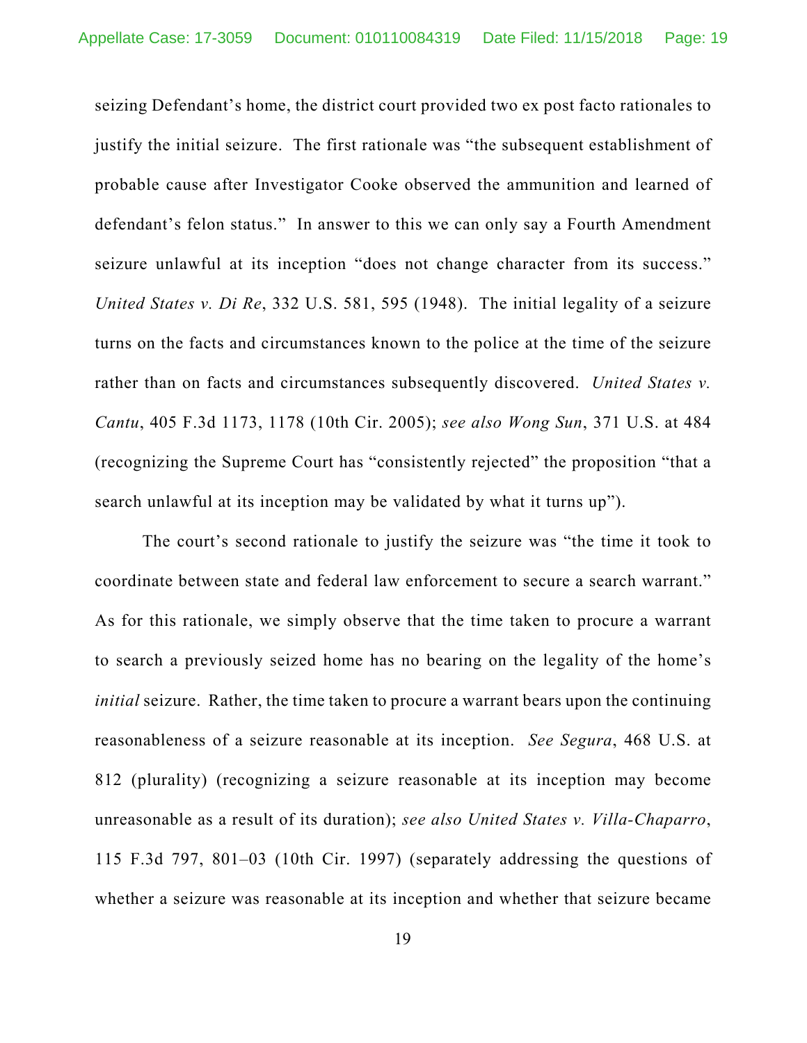seizing Defendant's home, the district court provided two ex post facto rationales to justify the initial seizure. The first rationale was "the subsequent establishment of probable cause after Investigator Cooke observed the ammunition and learned of defendant's felon status." In answer to this we can only say a Fourth Amendment seizure unlawful at its inception "does not change character from its success." *United States v. Di Re*, 332 U.S. 581, 595 (1948). The initial legality of a seizure turns on the facts and circumstances known to the police at the time of the seizure rather than on facts and circumstances subsequently discovered. *United States v. Cantu*, 405 F.3d 1173, 1178 (10th Cir. 2005); *see also Wong Sun*, 371 U.S. at 484 (recognizing the Supreme Court has "consistently rejected" the proposition "that a search unlawful at its inception may be validated by what it turns up").

The court's second rationale to justify the seizure was "the time it took to coordinate between state and federal law enforcement to secure a search warrant." As for this rationale, we simply observe that the time taken to procure a warrant to search a previously seized home has no bearing on the legality of the home's *initial* seizure. Rather, the time taken to procure a warrant bears upon the continuing reasonableness of a seizure reasonable at its inception. *See Segura*, 468 U.S. at 812 (plurality) (recognizing a seizure reasonable at its inception may become unreasonable as a result of its duration); *see also United States v. Villa-Chaparro*, 115 F.3d 797, 801–03 (10th Cir. 1997) (separately addressing the questions of whether a seizure was reasonable at its inception and whether that seizure became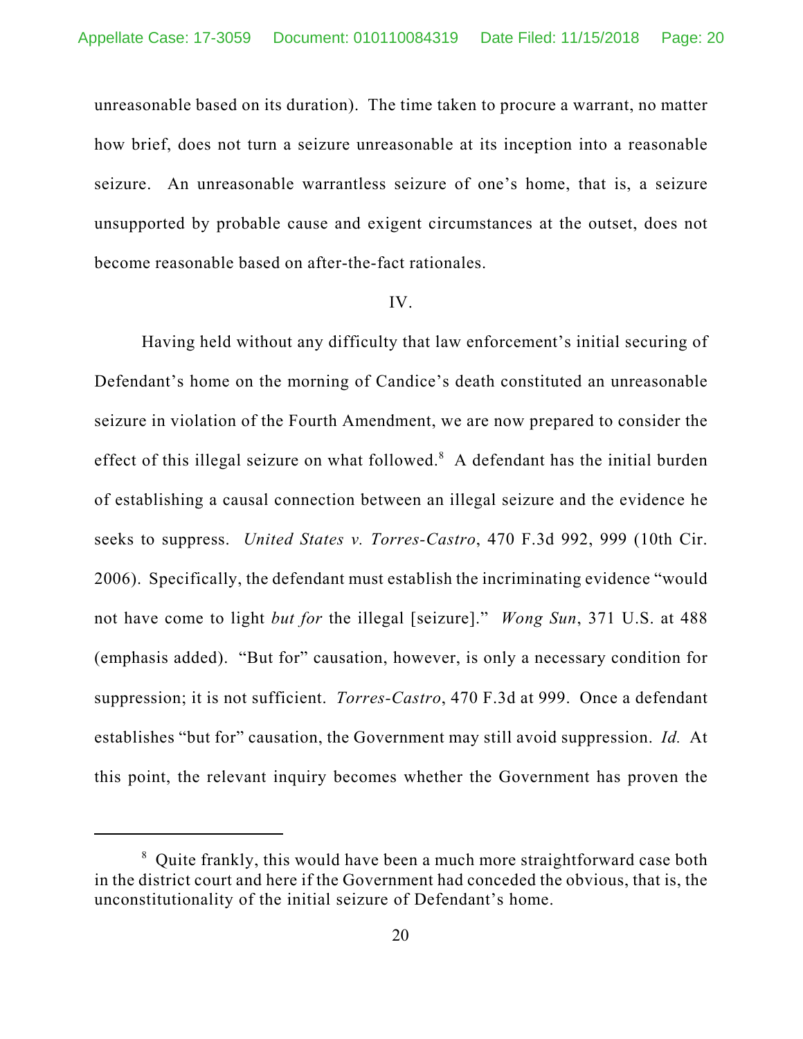unreasonable based on its duration). The time taken to procure a warrant, no matter how brief, does not turn a seizure unreasonable at its inception into a reasonable seizure. An unreasonable warrantless seizure of one's home, that is, a seizure unsupported by probable cause and exigent circumstances at the outset, does not become reasonable based on after-the-fact rationales.

IV.

Having held without any difficulty that law enforcement's initial securing of Defendant's home on the morning of Candice's death constituted an unreasonable seizure in violation of the Fourth Amendment, we are now prepared to consider the effect of this illegal seizure on what followed.[8] A defendant has the initial burden of establishing a causal connection between an illegal seizure and the evidence he seeks to suppress. *United States v. Torres-Castro*, 470 F.3d 992, 999 (10th Cir. 2006). Specifically, the defendant must establish the incriminating evidence "would not have come to light *but for* the illegal [seizure]." *Wong Sun*, 371 U.S. at 488 (emphasis added). "But for" causation, however, is only a necessary condition for suppression; it is not sufficient. *Torres-Castro*, 470 F.3d at 999. Once a defendant establishes "but for" causation, the Government may still avoid suppression. *Id.* At this point, the relevant inquiry becomes whether the Government has proven the

[8] Quite frankly, this would have been a much more straightforward case both in the district court and here if the Government had conceded the obvious, that is, the unconstitutionality of the initial seizure of Defendant's home.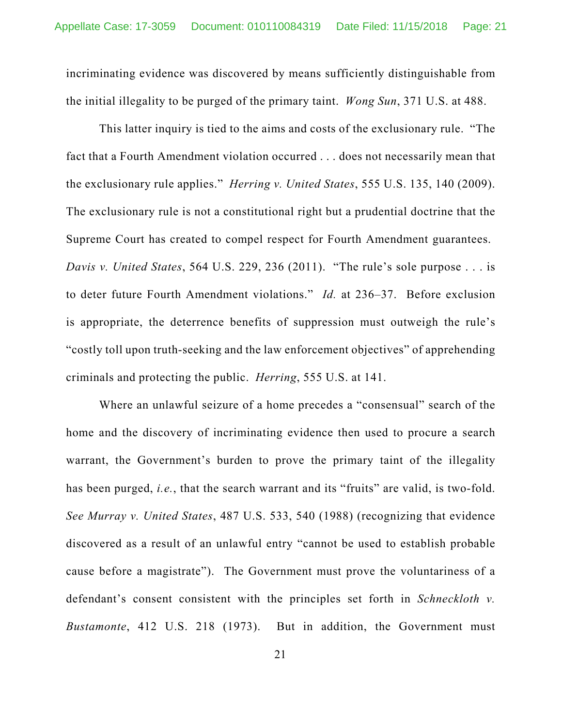incriminating evidence was discovered by means sufficiently distinguishable from the initial illegality to be purged of the primary taint. *Wong Sun*, 371 U.S. at 488.

This latter inquiry is tied to the aims and costs of the exclusionary rule. "The fact that a Fourth Amendment violation occurred . . . does not necessarily mean that the exclusionary rule applies." *Herring v. United States*, 555 U.S. 135, 140 (2009). The exclusionary rule is not a constitutional right but a prudential doctrine that the Supreme Court has created to compel respect for Fourth Amendment guarantees. *Davis v. United States*, 564 U.S. 229, 236 (2011). "The rule's sole purpose . . . is to deter future Fourth Amendment violations." *Id.* at 236–37. Before exclusion is appropriate, the deterrence benefits of suppression must outweigh the rule's "costly toll upon truth-seeking and the law enforcement objectives" of apprehending criminals and protecting the public. *Herring*, 555 U.S. at 141.

Where an unlawful seizure of a home precedes a "consensual" search of the home and the discovery of incriminating evidence then used to procure a search warrant, the Government's burden to prove the primary taint of the illegality has been purged, *i.e.*, that the search warrant and its "fruits" are valid, is two-fold. *See Murray v. United States*, 487 U.S. 533, 540 (1988) (recognizing that evidence discovered as a result of an unlawful entry "cannot be used to establish probable cause before a magistrate"). The Government must prove the voluntariness of a defendant's consent consistent with the principles set forth in *Schneckloth v. Bustamonte*, 412 U.S. 218 (1973). But in addition, the Government must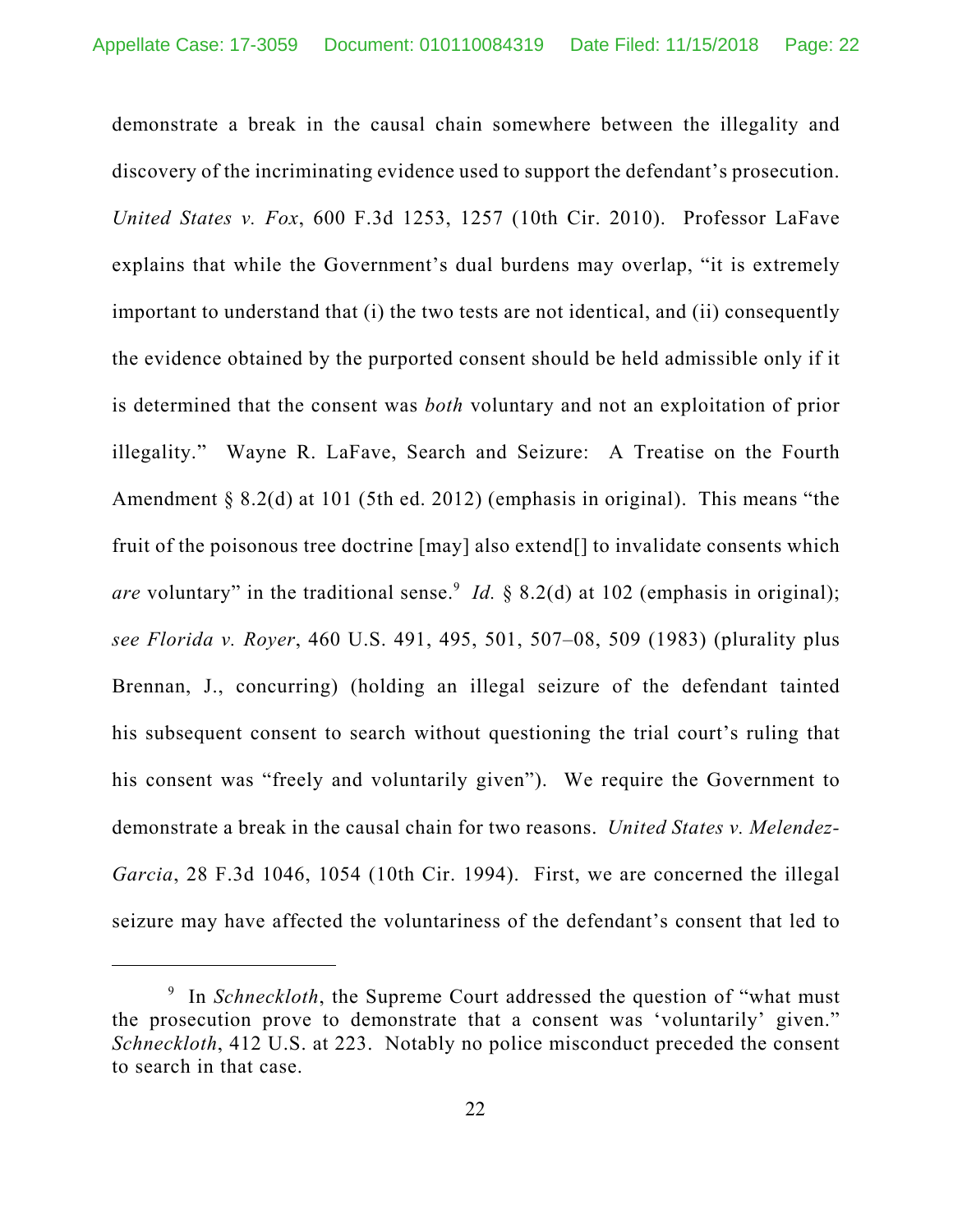demonstrate a break in the causal chain somewhere between the illegality and discovery of the incriminating evidence used to support the defendant's prosecution. *United States v. Fox*, 600 F.3d 1253, 1257 (10th Cir. 2010). Professor LaFave explains that while the Government's dual burdens may overlap, "it is extremely important to understand that (i) the two tests are not identical, and (ii) consequently the evidence obtained by the purported consent should be held admissible only if it is determined that the consent was *both* voluntary and not an exploitation of prior illegality." Wayne R. LaFave, Search and Seizure: A Treatise on the Fourth Amendment § 8.2(d) at 101 (5th ed. 2012) (emphasis in original). This means "the fruit of the poisonous tree doctrine [may] also extend[] to invalidate consents which *are* voluntary" in the traditional sense.[9] *Id.* § 8.2(d) at 102 (emphasis in original); *see Florida v. Royer*, 460 U.S. 491, 495, 501, 507–08, 509 (1983) (plurality plus Brennan, J., concurring) (holding an illegal seizure of the defendant tainted his subsequent consent to search without questioning the trial court's ruling that his consent was "freely and voluntarily given"). We require the Government to demonstrate a break in the causal chain for two reasons. *United States v. Melendez-Garcia*, 28 F.3d 1046, 1054 (10th Cir. 1994). First, we are concerned the illegal seizure may have affected the voluntariness of the defendant's consent that led to

---

[9] In *Schneckloth*, the Supreme Court addressed the question of "what must the prosecution prove to demonstrate that a consent was 'voluntarily' given." *Schneckloth*, 412 U.S. at 223. Notably no police misconduct preceded the consent to search in that case.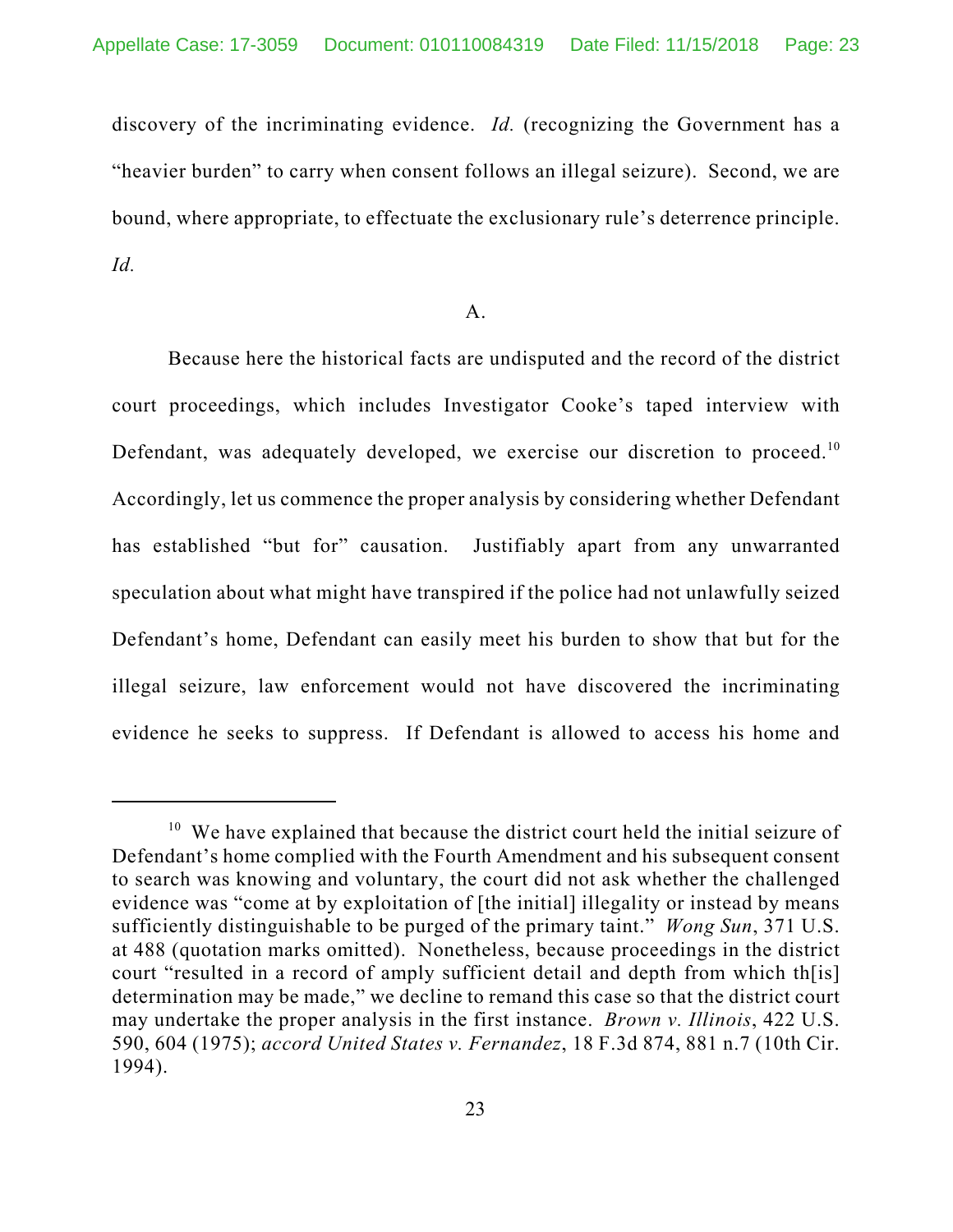discovery of the incriminating evidence. *Id.* (recognizing the Government has a "heavier burden" to carry when consent follows an illegal seizure). Second, we are bound, where appropriate, to effectuate the exclusionary rule's deterrence principle. *Id.*

A.

Because here the historical facts are undisputed and the record of the district court proceedings, which includes Investigator Cooke's taped interview with Defendant, was adequately developed, we exercise our discretion to proceed.[10] Accordingly, let us commence the proper analysis by considering whether Defendant has established "but for" causation. Justifiably apart from any unwarranted speculation about what might have transpired if the police had not unlawfully seized Defendant's home, Defendant can easily meet his burden to show that but for the illegal seizure, law enforcement would not have discovered the incriminating evidence he seeks to suppress. If Defendant is allowed to access his home and

---

[10] We have explained that because the district court held the initial seizure of Defendant's home complied with the Fourth Amendment and his subsequent consent to search was knowing and voluntary, the court did not ask whether the challenged evidence was "come at by exploitation of [the initial] illegality or instead by means sufficiently distinguishable to be purged of the primary taint." *Wong Sun*, 371 U.S. at 488 (quotation marks omitted). Nonetheless, because proceedings in the district court "resulted in a record of amply sufficient detail and depth from which th[is] determination may be made," we decline to remand this case so that the district court may undertake the proper analysis in the first instance. *Brown v. Illinois*, 422 U.S. 590, 604 (1975); *accord United States v. Fernandez*, 18 F.3d 874, 881 n.7 (10th Cir. 1994).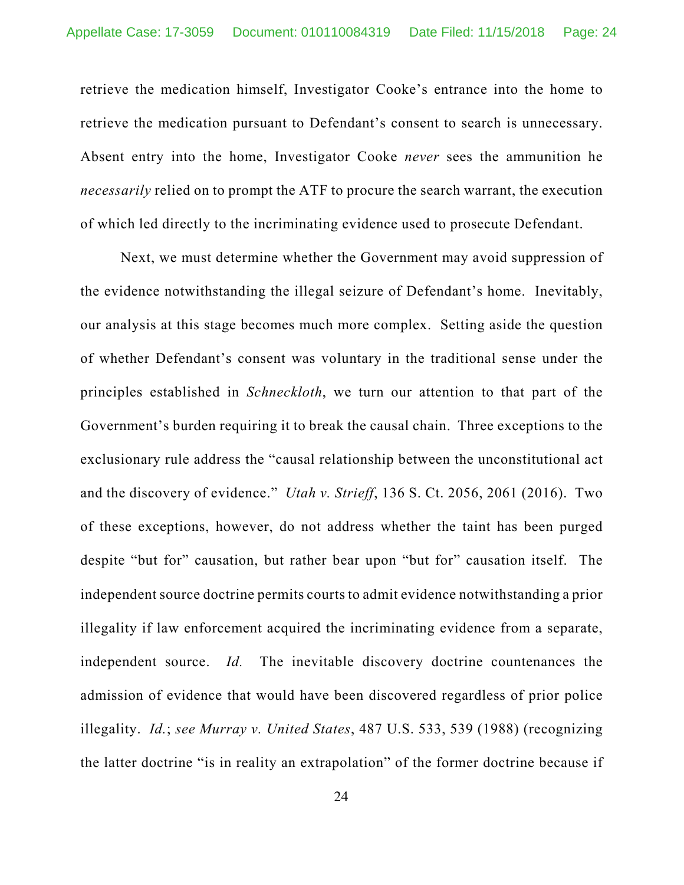retrieve the medication himself, Investigator Cooke's entrance into the home to retrieve the medication pursuant to Defendant's consent to search is unnecessary. Absent entry into the home, Investigator Cooke *never* sees the ammunition he *necessarily* relied on to prompt the ATF to procure the search warrant, the execution of which led directly to the incriminating evidence used to prosecute Defendant.

Next, we must determine whether the Government may avoid suppression of the evidence notwithstanding the illegal seizure of Defendant's home. Inevitably, our analysis at this stage becomes much more complex. Setting aside the question of whether Defendant's consent was voluntary in the traditional sense under the principles established in *Schneckloth*, we turn our attention to that part of the Government's burden requiring it to break the causal chain. Three exceptions to the exclusionary rule address the "causal relationship between the unconstitutional act and the discovery of evidence." *Utah v. Strieff*, 136 S. Ct. 2056, 2061 (2016). Two of these exceptions, however, do not address whether the taint has been purged despite "but for" causation, but rather bear upon "but for" causation itself. The independent source doctrine permits courts to admit evidence notwithstanding a prior illegality if law enforcement acquired the incriminating evidence from a separate, independent source. *Id.* The inevitable discovery doctrine countenances the admission of evidence that would have been discovered regardless of prior police illegality. *Id.*; *see Murray v. United States*, 487 U.S. 533, 539 (1988) (recognizing the latter doctrine "is in reality an extrapolation" of the former doctrine because if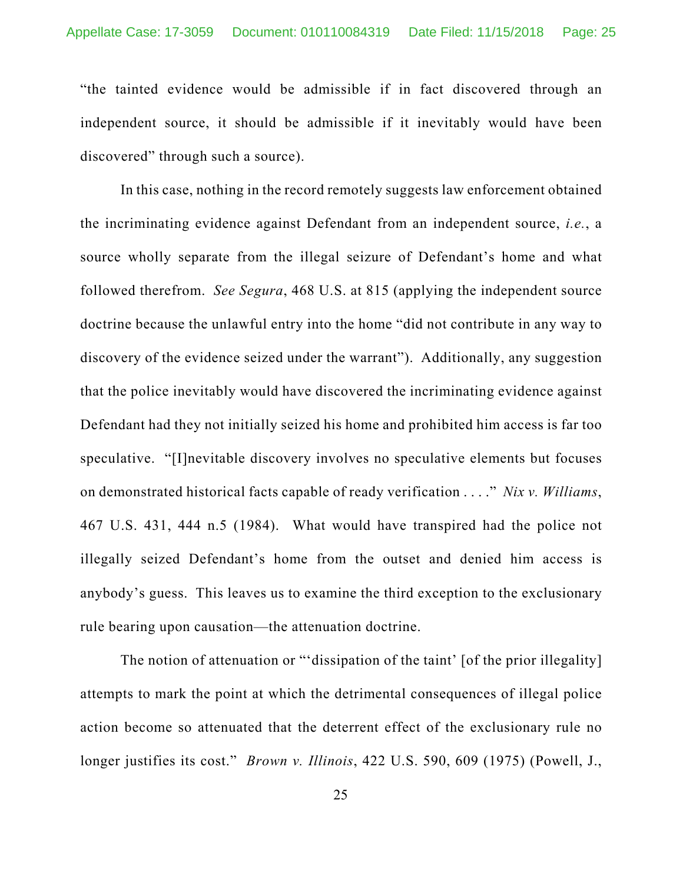"the tainted evidence would be admissible if in fact discovered through an independent source, it should be admissible if it inevitably would have been discovered" through such a source).

In this case, nothing in the record remotely suggests law enforcement obtained the incriminating evidence against Defendant from an independent source, *i.e.*, a source wholly separate from the illegal seizure of Defendant's home and what followed therefrom. *See Segura*, 468 U.S. at 815 (applying the independent source doctrine because the unlawful entry into the home "did not contribute in any way to discovery of the evidence seized under the warrant"). Additionally, any suggestion that the police inevitably would have discovered the incriminating evidence against Defendant had they not initially seized his home and prohibited him access is far too speculative. "[I]nevitable discovery involves no speculative elements but focuses on demonstrated historical facts capable of ready verification . . . ." *Nix v. Williams*, 467 U.S. 431, 444 n.5 (1984). What would have transpired had the police not illegally seized Defendant's home from the outset and denied him access is anybody's guess. This leaves us to examine the third exception to the exclusionary rule bearing upon causation—the attenuation doctrine.

The notion of attenuation or "'dissipation of the taint' [of the prior illegality] attempts to mark the point at which the detrimental consequences of illegal police action become so attenuated that the deterrent effect of the exclusionary rule no longer justifies its cost." *Brown v. Illinois*, 422 U.S. 590, 609 (1975) (Powell, J.,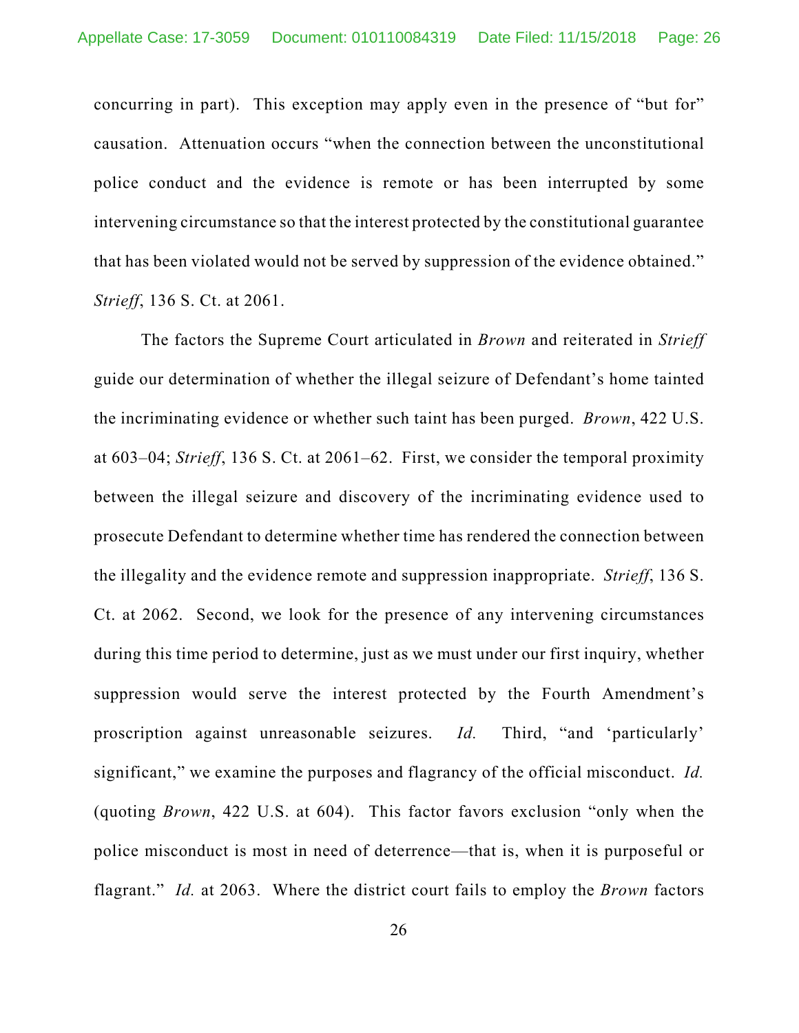concurring in part). This exception may apply even in the presence of "but for" causation. Attenuation occurs "when the connection between the unconstitutional police conduct and the evidence is remote or has been interrupted by some intervening circumstance so that the interest protected by the constitutional guarantee that has been violated would not be served by suppression of the evidence obtained." *Strieff*, 136 S. Ct. at 2061.

The factors the Supreme Court articulated in *Brown* and reiterated in *Strieff* guide our determination of whether the illegal seizure of Defendant's home tainted the incriminating evidence or whether such taint has been purged. *Brown*, 422 U.S. at 603–04; *Strieff*, 136 S. Ct. at 2061–62. First, we consider the temporal proximity between the illegal seizure and discovery of the incriminating evidence used to prosecute Defendant to determine whether time has rendered the connection between the illegality and the evidence remote and suppression inappropriate. *Strieff*, 136 S. Ct. at 2062. Second, we look for the presence of any intervening circumstances during this time period to determine, just as we must under our first inquiry, whether suppression would serve the interest protected by the Fourth Amendment's proscription against unreasonable seizures. *Id.* Third, "and 'particularly' significant," we examine the purposes and flagrancy of the official misconduct. *Id.* (quoting *Brown*, 422 U.S. at 604). This factor favors exclusion "only when the police misconduct is most in need of deterrence—that is, when it is purposeful or flagrant." *Id.* at 2063. Where the district court fails to employ the *Brown* factors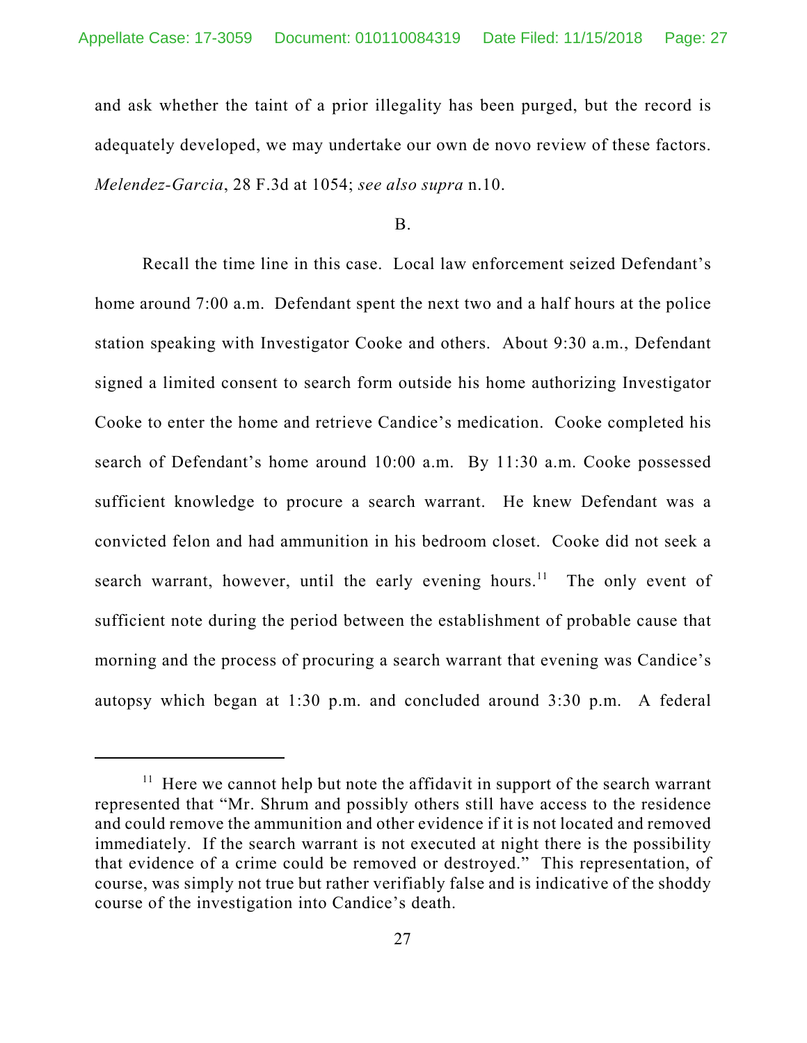and ask whether the taint of a prior illegality has been purged, but the record is adequately developed, we may undertake our own de novo review of these factors. *Melendez-Garcia*, 28 F.3d at 1054; *see also supra* n.10.

B.

Recall the time line in this case. Local law enforcement seized Defendant's home around 7:00 a.m. Defendant spent the next two and a half hours at the police station speaking with Investigator Cooke and others. About 9:30 a.m., Defendant signed a limited consent to search form outside his home authorizing Investigator Cooke to enter the home and retrieve Candice's medication. Cooke completed his search of Defendant's home around 10:00 a.m. By 11:30 a.m. Cooke possessed sufficient knowledge to procure a search warrant. He knew Defendant was a convicted felon and had ammunition in his bedroom closet. Cooke did not seek a search warrant, however, until the early evening hours.[11] The only event of sufficient note during the period between the establishment of probable cause that morning and the process of procuring a search warrant that evening was Candice's autopsy which began at 1:30 p.m. and concluded around 3:30 p.m. A federal

[11] Here we cannot help but note the affidavit in support of the search warrant represented that "Mr. Shrum and possibly others still have access to the residence and could remove the ammunition and other evidence if it is not located and removed immediately. If the search warrant is not executed at night there is the possibility that evidence of a crime could be removed or destroyed." This representation, of course, was simply not true but rather verifiably false and is indicative of the shoddy course of the investigation into Candice's death.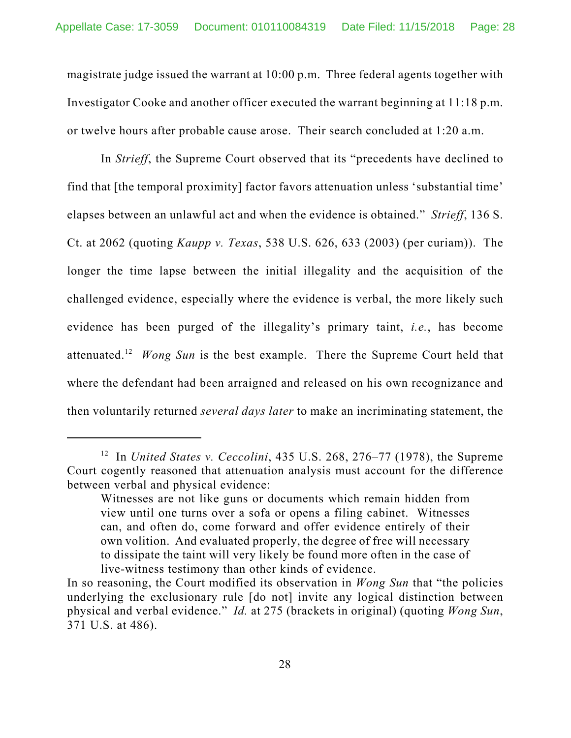magistrate judge issued the warrant at 10:00 p.m. Three federal agents together with Investigator Cooke and another officer executed the warrant beginning at 11:18 p.m. or twelve hours after probable cause arose. Their search concluded at 1:20 a.m.

In *Strieff*, the Supreme Court observed that its "precedents have declined to find that [the temporal proximity] factor favors attenuation unless 'substantial time' elapses between an unlawful act and when the evidence is obtained." *Strieff*, 136 S. Ct. at 2062 (quoting *Kaupp v. Texas*, 538 U.S. 626, 633 (2003) (per curiam)). The longer the time lapse between the initial illegality and the acquisition of the challenged evidence, especially where the evidence is verbal, the more likely such evidence has been purged of the illegality's primary taint, *i.e.*, has become attenuated.[12] *Wong Sun* is the best example. There the Supreme Court held that where the defendant had been arraigned and released on his own recognizance and then voluntarily returned *several days later* to make an incriminating statement, the

---

[12] In *United States v. Ceccolini*, 435 U.S. 268, 276–77 (1978), the Supreme Court cogently reasoned that attenuation analysis must account for the difference between verbal and physical evidence:

> Witnesses are not like guns or documents which remain hidden from view until one turns over a sofa or opens a filing cabinet. Witnesses can, and often do, come forward and offer evidence entirely of their own volition. And evaluated properly, the degree of free will necessary to dissipate the taint will very likely be found more often in the case of live-witness testimony than other kinds of evidence.

In so reasoning, the Court modified its observation in *Wong Sun* that "the policies underlying the exclusionary rule [do not] invite any logical distinction between physical and verbal evidence." *Id.* at 275 (brackets in original) (quoting *Wong Sun*, 371 U.S. at 486).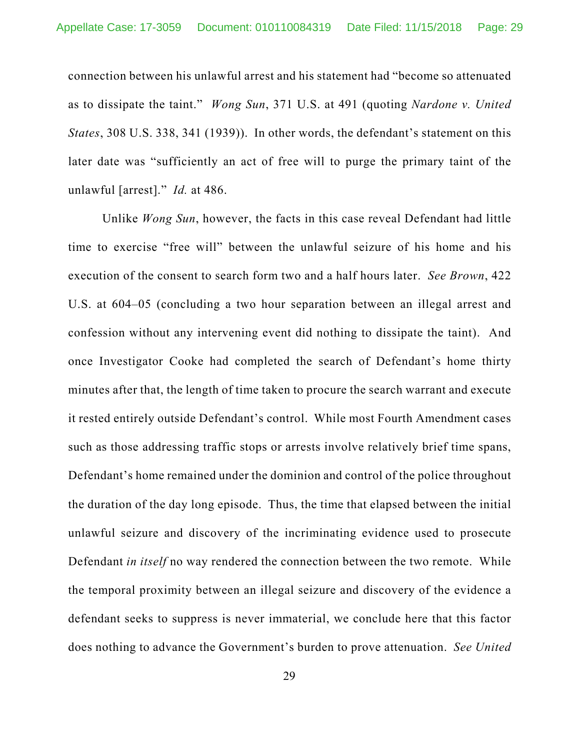connection between his unlawful arrest and his statement had "become so attenuated as to dissipate the taint." *Wong Sun*, 371 U.S. at 491 (quoting *Nardone v. United States*, 308 U.S. 338, 341 (1939)). In other words, the defendant's statement on this later date was "sufficiently an act of free will to purge the primary taint of the unlawful [arrest]." *Id.* at 486.

Unlike *Wong Sun*, however, the facts in this case reveal Defendant had little time to exercise "free will" between the unlawful seizure of his home and his execution of the consent to search form two and a half hours later. *See Brown*, 422 U.S. at 604–05 (concluding a two hour separation between an illegal arrest and confession without any intervening event did nothing to dissipate the taint). And once Investigator Cooke had completed the search of Defendant's home thirty minutes after that, the length of time taken to procure the search warrant and execute it rested entirely outside Defendant's control. While most Fourth Amendment cases such as those addressing traffic stops or arrests involve relatively brief time spans, Defendant's home remained under the dominion and control of the police throughout the duration of the day long episode. Thus, the time that elapsed between the initial unlawful seizure and discovery of the incriminating evidence used to prosecute Defendant *in itself* no way rendered the connection between the two remote. While the temporal proximity between an illegal seizure and discovery of the evidence a defendant seeks to suppress is never immaterial, we conclude here that this factor does nothing to advance the Government's burden to prove attenuation. *See United*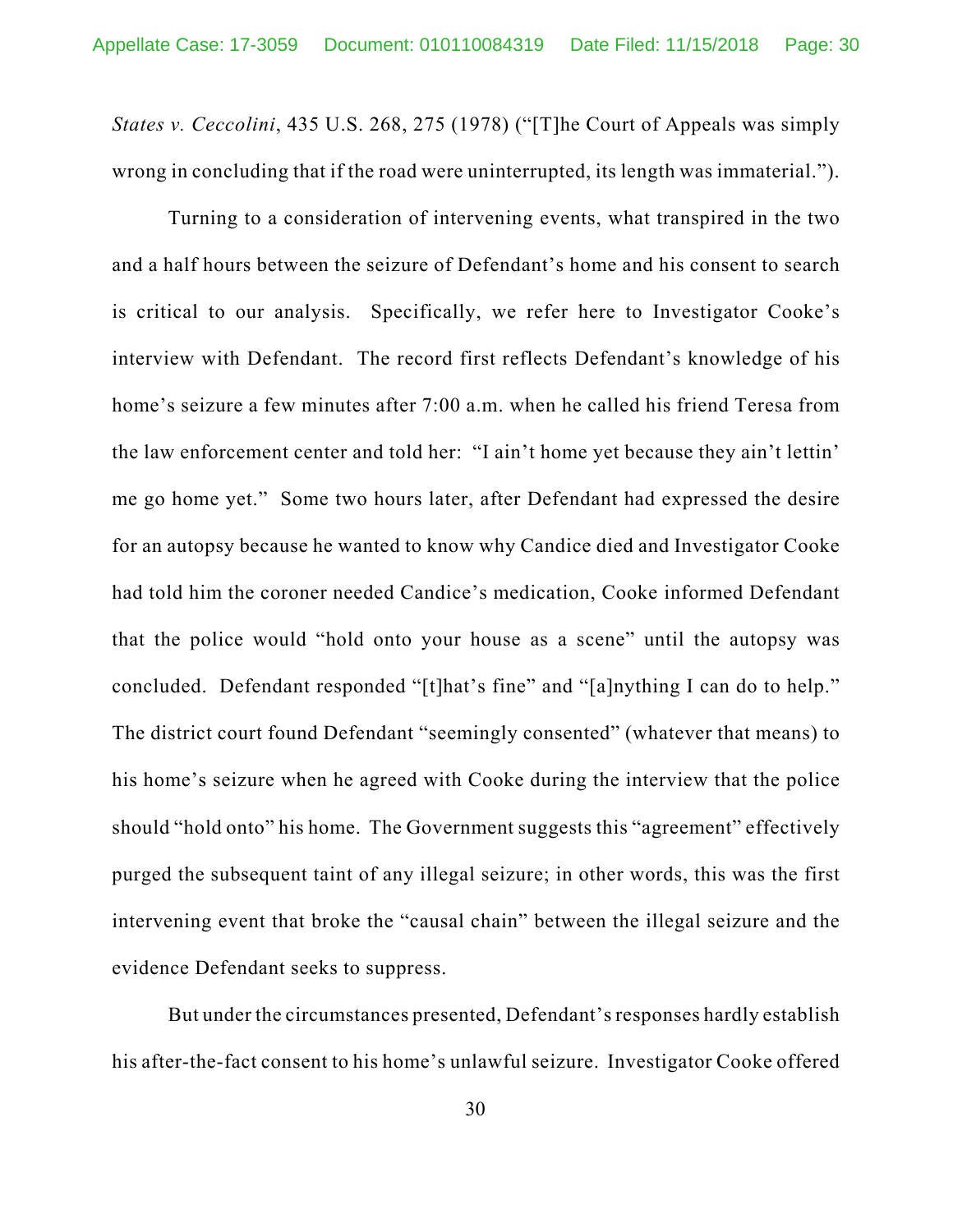*States v. Ceccolini*, 435 U.S. 268, 275 (1978) ("[T]he Court of Appeals was simply wrong in concluding that if the road were uninterrupted, its length was immaterial.").

Turning to a consideration of intervening events, what transpired in the two and a half hours between the seizure of Defendant's home and his consent to search is critical to our analysis. Specifically, we refer here to Investigator Cooke's interview with Defendant. The record first reflects Defendant's knowledge of his home's seizure a few minutes after 7:00 a.m. when he called his friend Teresa from the law enforcement center and told her: "I ain't home yet because they ain't lettin' me go home yet." Some two hours later, after Defendant had expressed the desire for an autopsy because he wanted to know why Candice died and Investigator Cooke had told him the coroner needed Candice's medication, Cooke informed Defendant that the police would "hold onto your house as a scene" until the autopsy was concluded. Defendant responded "[t]hat's fine" and "[a]nything I can do to help." The district court found Defendant "seemingly consented" (whatever that means) to his home's seizure when he agreed with Cooke during the interview that the police should "hold onto" his home. The Government suggests this "agreement" effectively purged the subsequent taint of any illegal seizure; in other words, this was the first intervening event that broke the "causal chain" between the illegal seizure and the evidence Defendant seeks to suppress.

But under the circumstances presented, Defendant's responses hardly establish his after-the-fact consent to his home's unlawful seizure. Investigator Cooke offered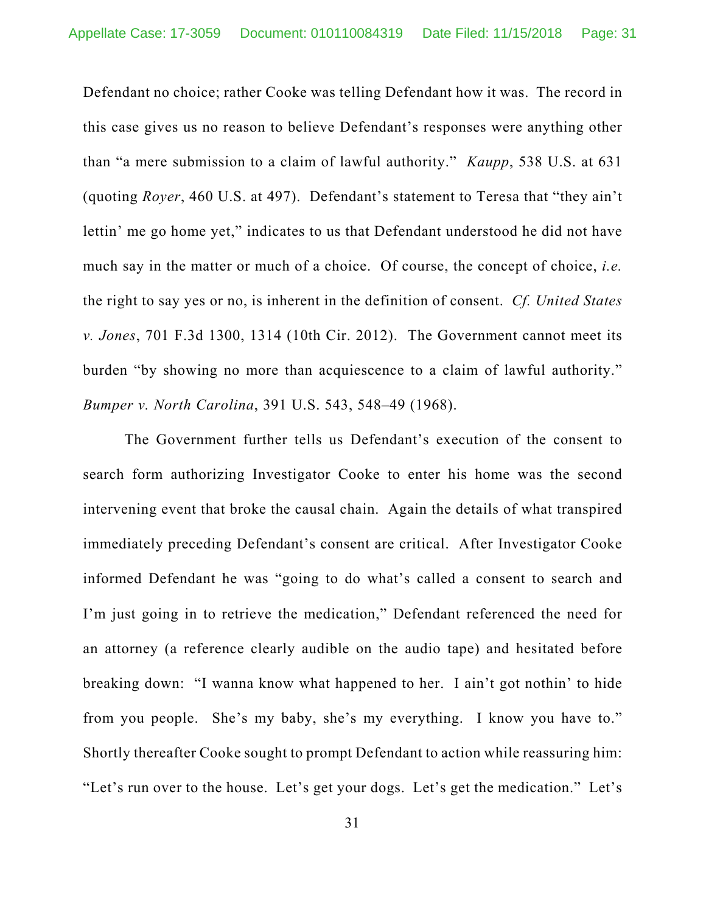Defendant no choice; rather Cooke was telling Defendant how it was. The record in this case gives us no reason to believe Defendant's responses were anything other than "a mere submission to a claim of lawful authority." *Kaupp*, 538 U.S. at 631 (quoting *Royer*, 460 U.S. at 497). Defendant's statement to Teresa that "they ain't lettin' me go home yet," indicates to us that Defendant understood he did not have much say in the matter or much of a choice. Of course, the concept of choice, *i.e.* the right to say yes or no, is inherent in the definition of consent. *Cf. United States v. Jones*, 701 F.3d 1300, 1314 (10th Cir. 2012). The Government cannot meet its burden "by showing no more than acquiescence to a claim of lawful authority." *Bumper v. North Carolina*, 391 U.S. 543, 548–49 (1968).

The Government further tells us Defendant's execution of the consent to search form authorizing Investigator Cooke to enter his home was the second intervening event that broke the causal chain. Again the details of what transpired immediately preceding Defendant's consent are critical. After Investigator Cooke informed Defendant he was "going to do what's called a consent to search and I'm just going in to retrieve the medication," Defendant referenced the need for an attorney (a reference clearly audible on the audio tape) and hesitated before breaking down: "I wanna know what happened to her. I ain't got nothin' to hide from you people. She's my baby, she's my everything. I know you have to." Shortly thereafter Cooke sought to prompt Defendant to action while reassuring him: "Let's run over to the house. Let's get your dogs. Let's get the medication." Let's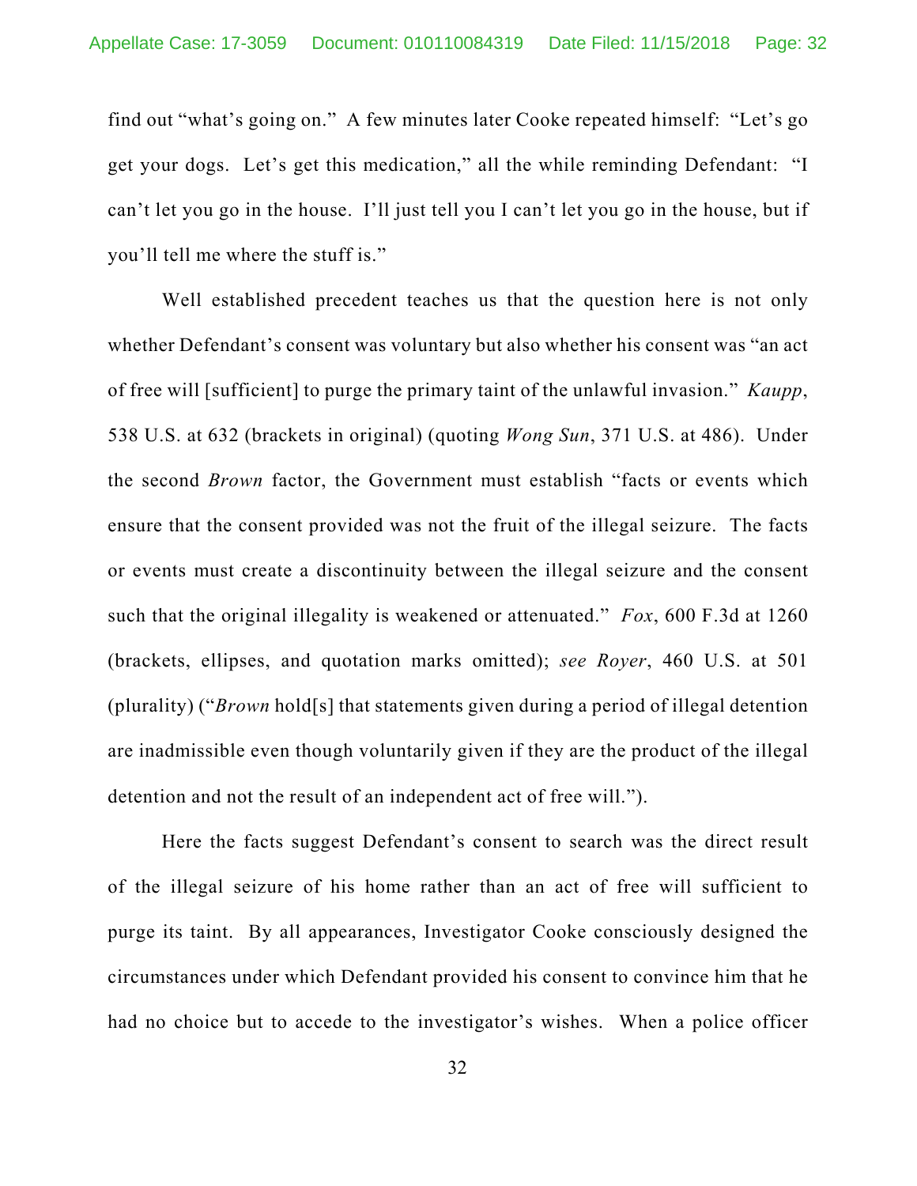find out "what's going on." A few minutes later Cooke repeated himself: "Let's go get your dogs. Let's get this medication," all the while reminding Defendant: "I can't let you go in the house. I'll just tell you I can't let you go in the house, but if you'll tell me where the stuff is."

Well established precedent teaches us that the question here is not only whether Defendant's consent was voluntary but also whether his consent was "an act of free will [sufficient] to purge the primary taint of the unlawful invasion." *Kaupp*, 538 U.S. at 632 (brackets in original) (quoting *Wong Sun*, 371 U.S. at 486). Under the second *Brown* factor, the Government must establish "facts or events which ensure that the consent provided was not the fruit of the illegal seizure. The facts or events must create a discontinuity between the illegal seizure and the consent such that the original illegality is weakened or attenuated." *Fox*, 600 F.3d at 1260 (brackets, ellipses, and quotation marks omitted); *see Royer*, 460 U.S. at 501 (plurality) ("*Brown* hold[s] that statements given during a period of illegal detention are inadmissible even though voluntarily given if they are the product of the illegal detention and not the result of an independent act of free will.").

Here the facts suggest Defendant's consent to search was the direct result of the illegal seizure of his home rather than an act of free will sufficient to purge its taint. By all appearances, Investigator Cooke consciously designed the circumstances under which Defendant provided his consent to convince him that he had no choice but to accede to the investigator's wishes. When a police officer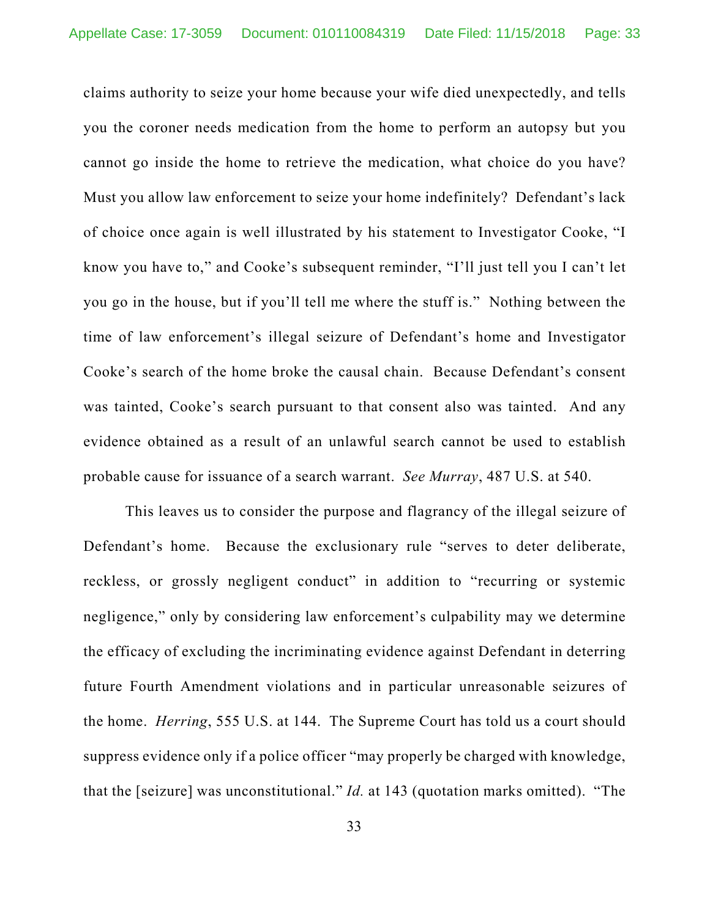claims authority to seize your home because your wife died unexpectedly, and tells you the coroner needs medication from the home to perform an autopsy but you cannot go inside the home to retrieve the medication, what choice do you have? Must you allow law enforcement to seize your home indefinitely? Defendant's lack of choice once again is well illustrated by his statement to Investigator Cooke, "I know you have to," and Cooke's subsequent reminder, "I'll just tell you I can't let you go in the house, but if you'll tell me where the stuff is." Nothing between the time of law enforcement's illegal seizure of Defendant's home and Investigator Cooke's search of the home broke the causal chain. Because Defendant's consent was tainted, Cooke's search pursuant to that consent also was tainted. And any evidence obtained as a result of an unlawful search cannot be used to establish probable cause for issuance of a search warrant. *See Murray*, 487 U.S. at 540.

This leaves us to consider the purpose and flagrancy of the illegal seizure of Defendant's home. Because the exclusionary rule "serves to deter deliberate, reckless, or grossly negligent conduct" in addition to "recurring or systemic negligence," only by considering law enforcement's culpability may we determine the efficacy of excluding the incriminating evidence against Defendant in deterring future Fourth Amendment violations and in particular unreasonable seizures of the home. *Herring*, 555 U.S. at 144. The Supreme Court has told us a court should suppress evidence only if a police officer "may properly be charged with knowledge, that the [seizure] was unconstitutional." *Id.* at 143 (quotation marks omitted). "The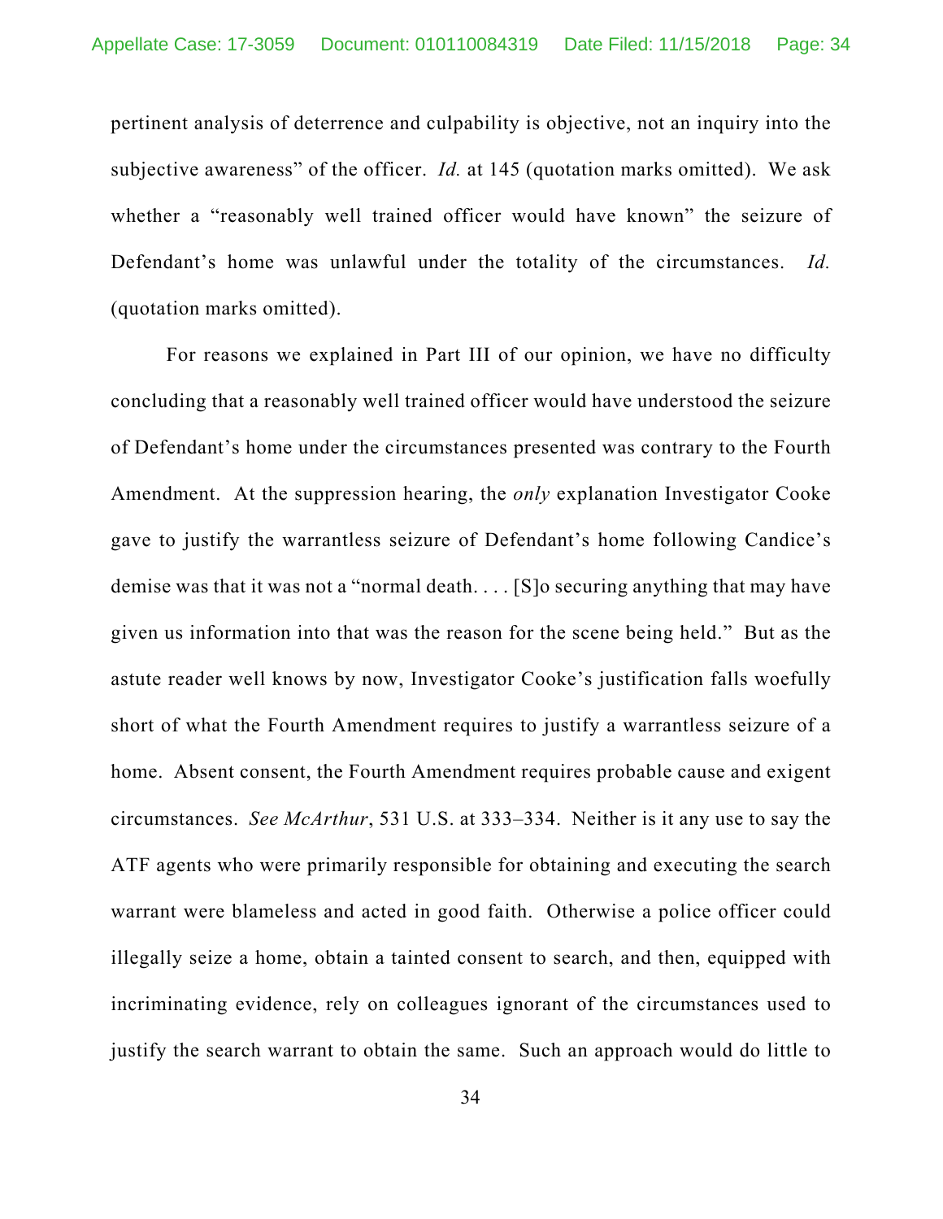pertinent analysis of deterrence and culpability is objective, not an inquiry into the subjective awareness" of the officer. *Id.* at 145 (quotation marks omitted). We ask whether a "reasonably well trained officer would have known" the seizure of Defendant's home was unlawful under the totality of the circumstances. *Id.* (quotation marks omitted).

For reasons we explained in Part III of our opinion, we have no difficulty concluding that a reasonably well trained officer would have understood the seizure of Defendant's home under the circumstances presented was contrary to the Fourth Amendment. At the suppression hearing, the *only* explanation Investigator Cooke gave to justify the warrantless seizure of Defendant's home following Candice's demise was that it was not a "normal death. . . . [S]o securing anything that may have given us information into that was the reason for the scene being held." But as the astute reader well knows by now, Investigator Cooke's justification falls woefully short of what the Fourth Amendment requires to justify a warrantless seizure of a home. Absent consent, the Fourth Amendment requires probable cause and exigent circumstances. *See McArthur*, 531 U.S. at 333–334. Neither is it any use to say the ATF agents who were primarily responsible for obtaining and executing the search warrant were blameless and acted in good faith. Otherwise a police officer could illegally seize a home, obtain a tainted consent to search, and then, equipped with incriminating evidence, rely on colleagues ignorant of the circumstances used to justify the search warrant to obtain the same. Such an approach would do little to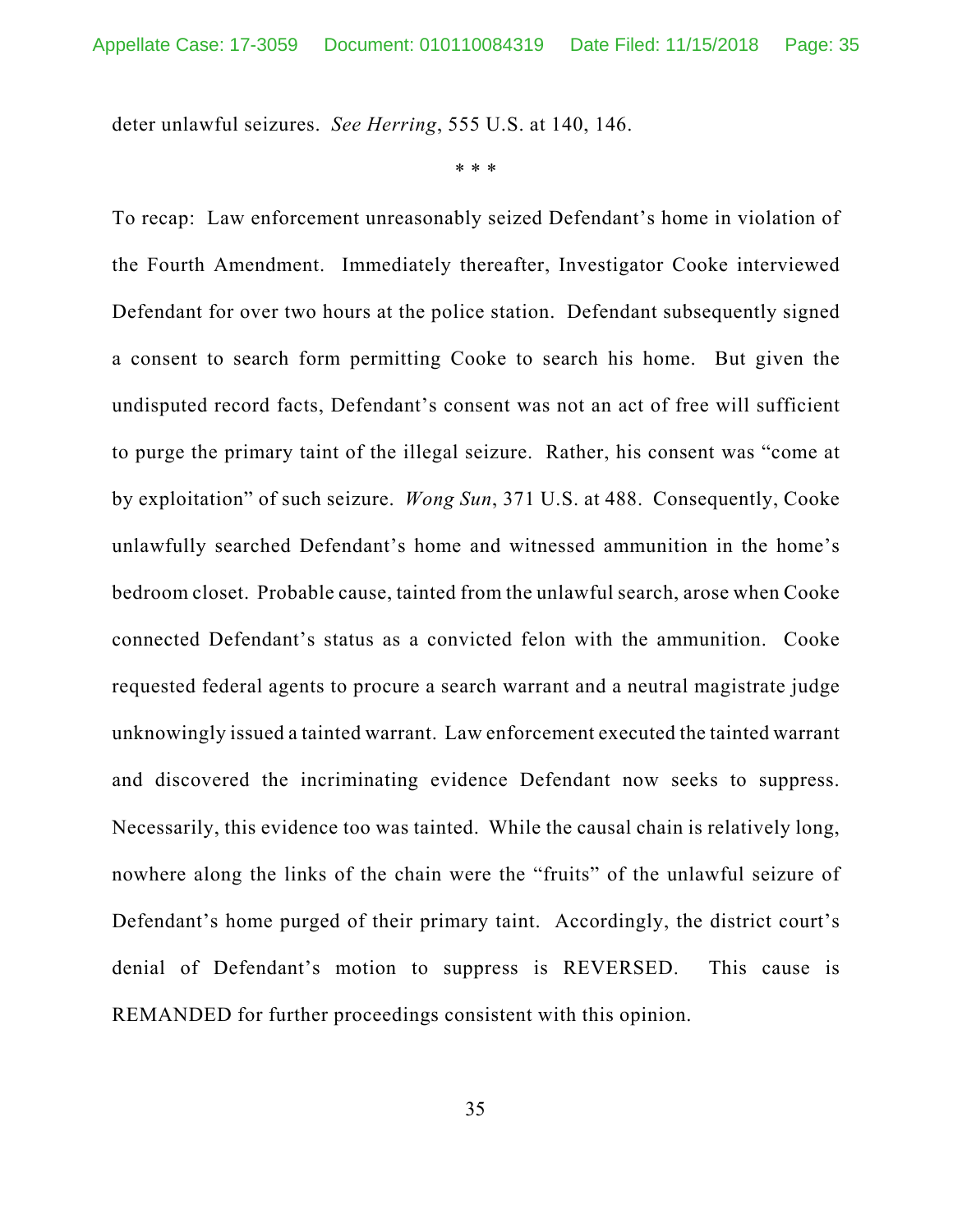deter unlawful seizures. *See Herring*, 555 U.S. at 140, 146.

\* \* \*

To recap: Law enforcement unreasonably seized Defendant's home in violation of the Fourth Amendment. Immediately thereafter, Investigator Cooke interviewed Defendant for over two hours at the police station. Defendant subsequently signed a consent to search form permitting Cooke to search his home. But given the undisputed record facts, Defendant's consent was not an act of free will sufficient to purge the primary taint of the illegal seizure. Rather, his consent was "come at by exploitation" of such seizure. *Wong Sun*, 371 U.S. at 488. Consequently, Cooke unlawfully searched Defendant's home and witnessed ammunition in the home's bedroom closet. Probable cause, tainted from the unlawful search, arose when Cooke connected Defendant's status as a convicted felon with the ammunition. Cooke requested federal agents to procure a search warrant and a neutral magistrate judge unknowingly issued a tainted warrant. Law enforcement executed the tainted warrant and discovered the incriminating evidence Defendant now seeks to suppress. Necessarily, this evidence too was tainted. While the causal chain is relatively long, nowhere along the links of the chain were the "fruits" of the unlawful seizure of Defendant's home purged of their primary taint. Accordingly, the district court's denial of Defendant's motion to suppress is REVERSED. This cause is REMANDED for further proceedings consistent with this opinion.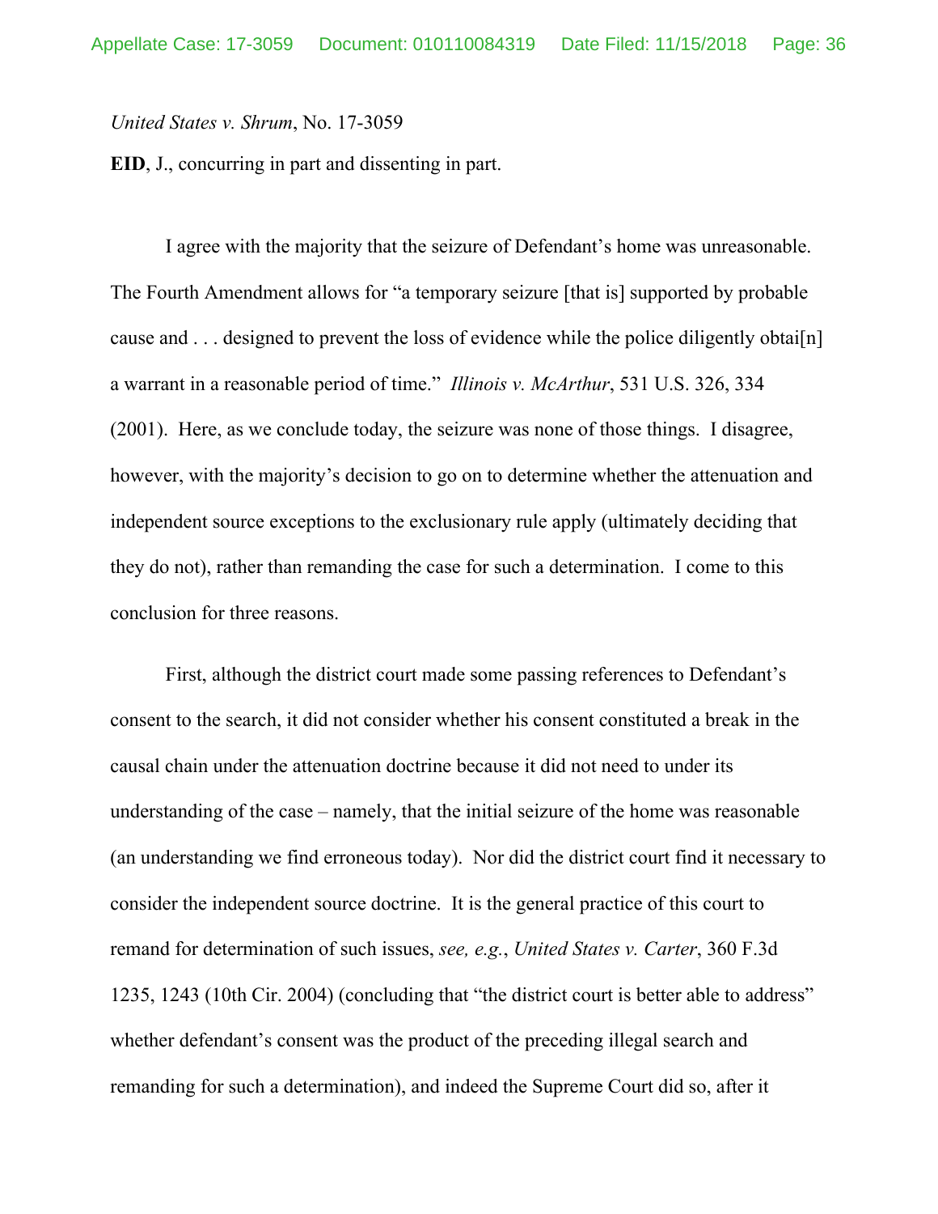*United States v. Shrum*, No. 17-3059

**EID**, J., concurring in part and dissenting in part.

I agree with the majority that the seizure of Defendant's home was unreasonable. The Fourth Amendment allows for "a temporary seizure [that is] supported by probable cause and . . . designed to prevent the loss of evidence while the police diligently obtai[n] a warrant in a reasonable period of time." *Illinois v. McArthur*, 531 U.S. 326, 334 (2001). Here, as we conclude today, the seizure was none of those things. I disagree, however, with the majority's decision to go on to determine whether the attenuation and independent source exceptions to the exclusionary rule apply (ultimately deciding that they do not), rather than remanding the case for such a determination. I come to this conclusion for three reasons.

First, although the district court made some passing references to Defendant's consent to the search, it did not consider whether his consent constituted a break in the causal chain under the attenuation doctrine because it did not need to under its understanding of the case – namely, that the initial seizure of the home was reasonable (an understanding we find erroneous today). Nor did the district court find it necessary to consider the independent source doctrine. It is the general practice of this court to remand for determination of such issues, *see, e.g.*, *United States v. Carter*, 360 F.3d 1235, 1243 (10th Cir. 2004) (concluding that "the district court is better able to address" whether defendant's consent was the product of the preceding illegal search and remanding for such a determination), and indeed the Supreme Court did so, after it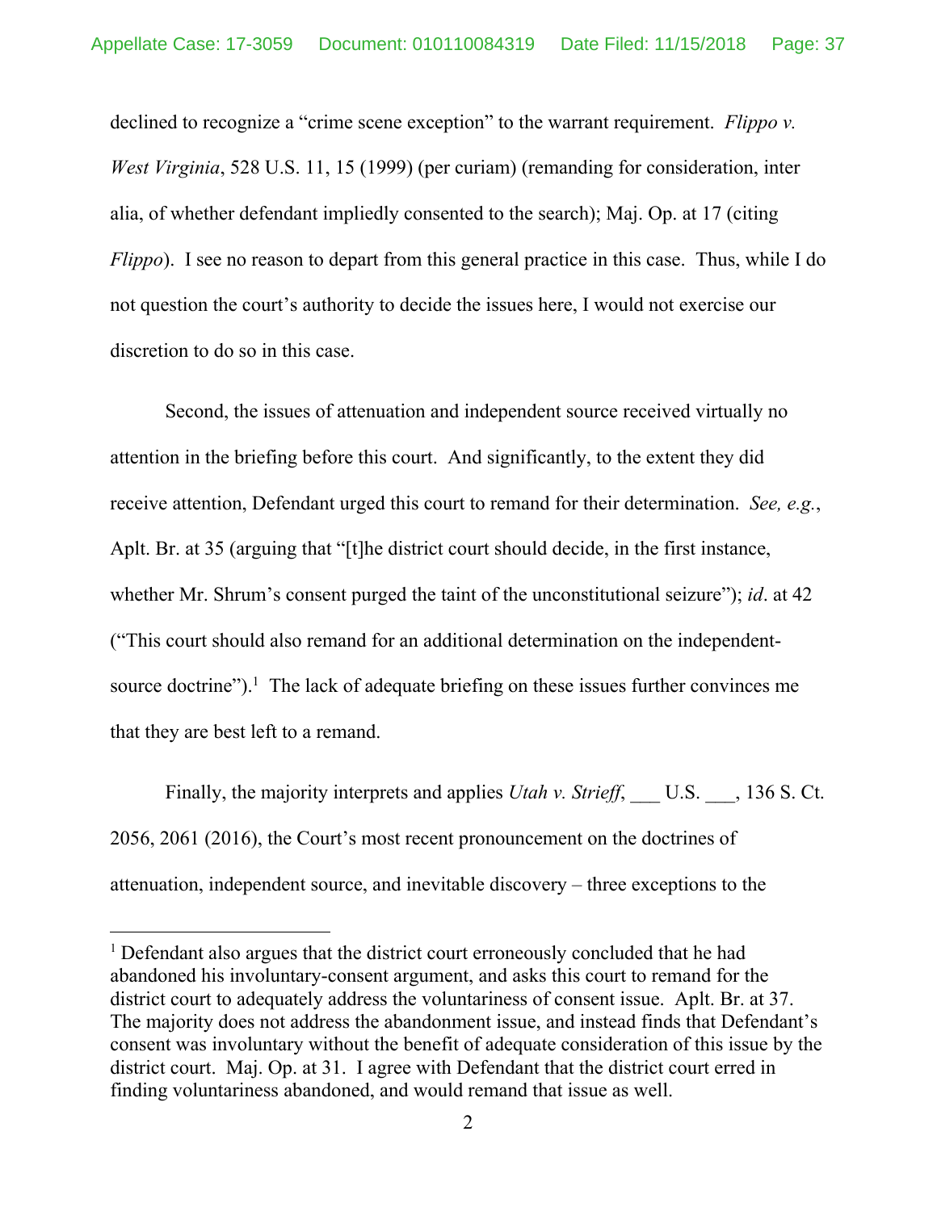declined to recognize a "crime scene exception" to the warrant requirement. *Flippo v. West Virginia*, 528 U.S. 11, 15 (1999) (per curiam) (remanding for consideration, inter alia, of whether defendant impliedly consented to the search); Maj. Op. at 17 (citing *Flippo*). I see no reason to depart from this general practice in this case. Thus, while I do not question the court's authority to decide the issues here, I would not exercise our discretion to do so in this case.

Second, the issues of attenuation and independent source received virtually no attention in the briefing before this court. And significantly, to the extent they did receive attention, Defendant urged this court to remand for their determination. *See, e.g.*, Aplt. Br. at 35 (arguing that "[t]he district court should decide, in the first instance, whether Mr. Shrum's consent purged the taint of the unconstitutional seizure"); *id*. at 42 ("This court should also remand for an additional determination on the independent-source doctrine").[1] The lack of adequate briefing on these issues further convinces me that they are best left to a remand.

Finally, the majority interprets and applies *Utah v. Strieff*, ___ U.S. ___, 136 S. Ct. 2056, 2061 (2016), the Court's most recent pronouncement on the doctrines of attenuation, independent source, and inevitable discovery – three exceptions to the

---

[1] Defendant also argues that the district court erroneously concluded that he had abandoned his involuntary-consent argument, and asks this court to remand for the district court to adequately address the voluntariness of consent issue. Aplt. Br. at 37. The majority does not address the abandonment issue, and instead finds that Defendant's consent was involuntary without the benefit of adequate consideration of this issue by the district court. Maj. Op. at 31. I agree with Defendant that the district court erred in finding voluntariness abandoned, and would remand that issue as well.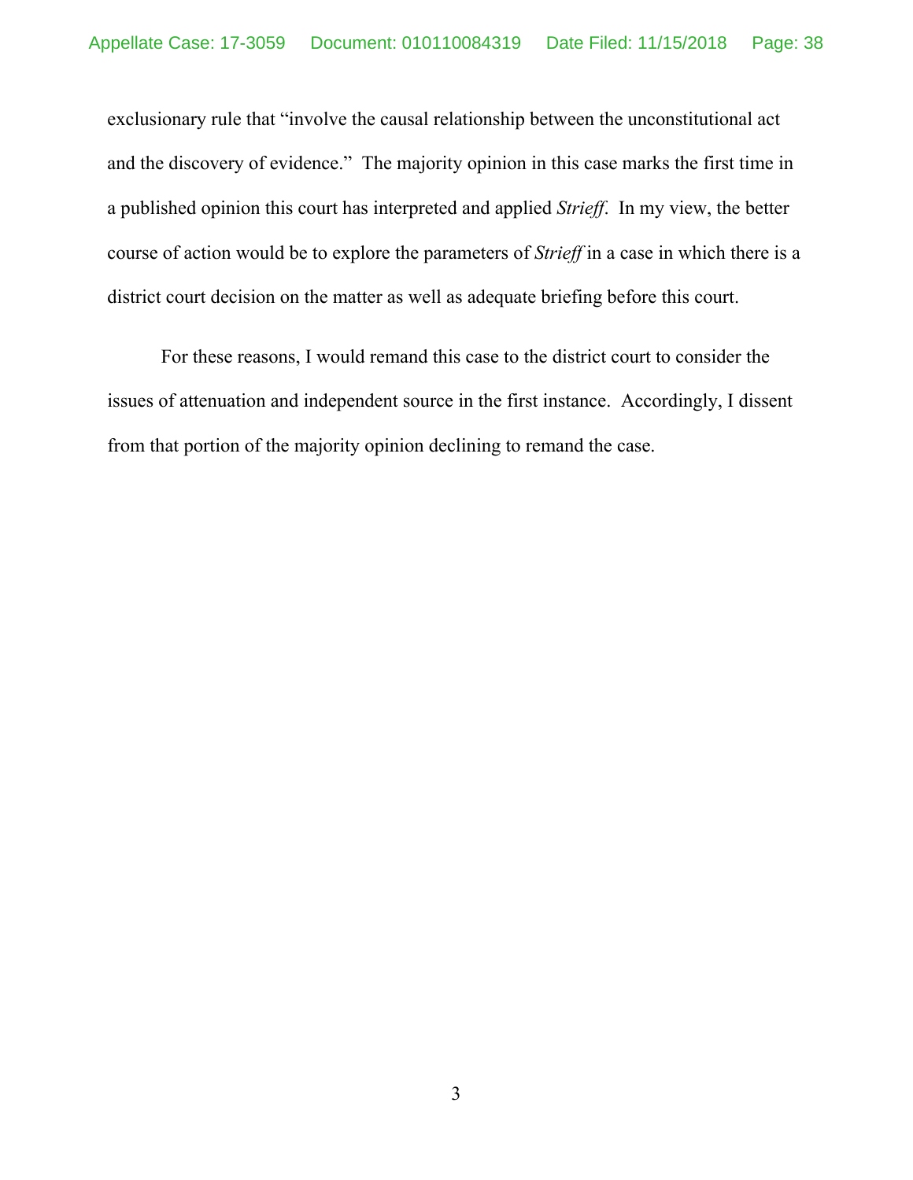exclusionary rule that "involve the causal relationship between the unconstitutional act and the discovery of evidence." The majority opinion in this case marks the first time in a published opinion this court has interpreted and applied *Strieff*. In my view, the better course of action would be to explore the parameters of *Strieff* in a case in which there is a district court decision on the matter as well as adequate briefing before this court.

For these reasons, I would remand this case to the district court to consider the issues of attenuation and independent source in the first instance. Accordingly, I dissent from that portion of the majority opinion declining to remand the case.